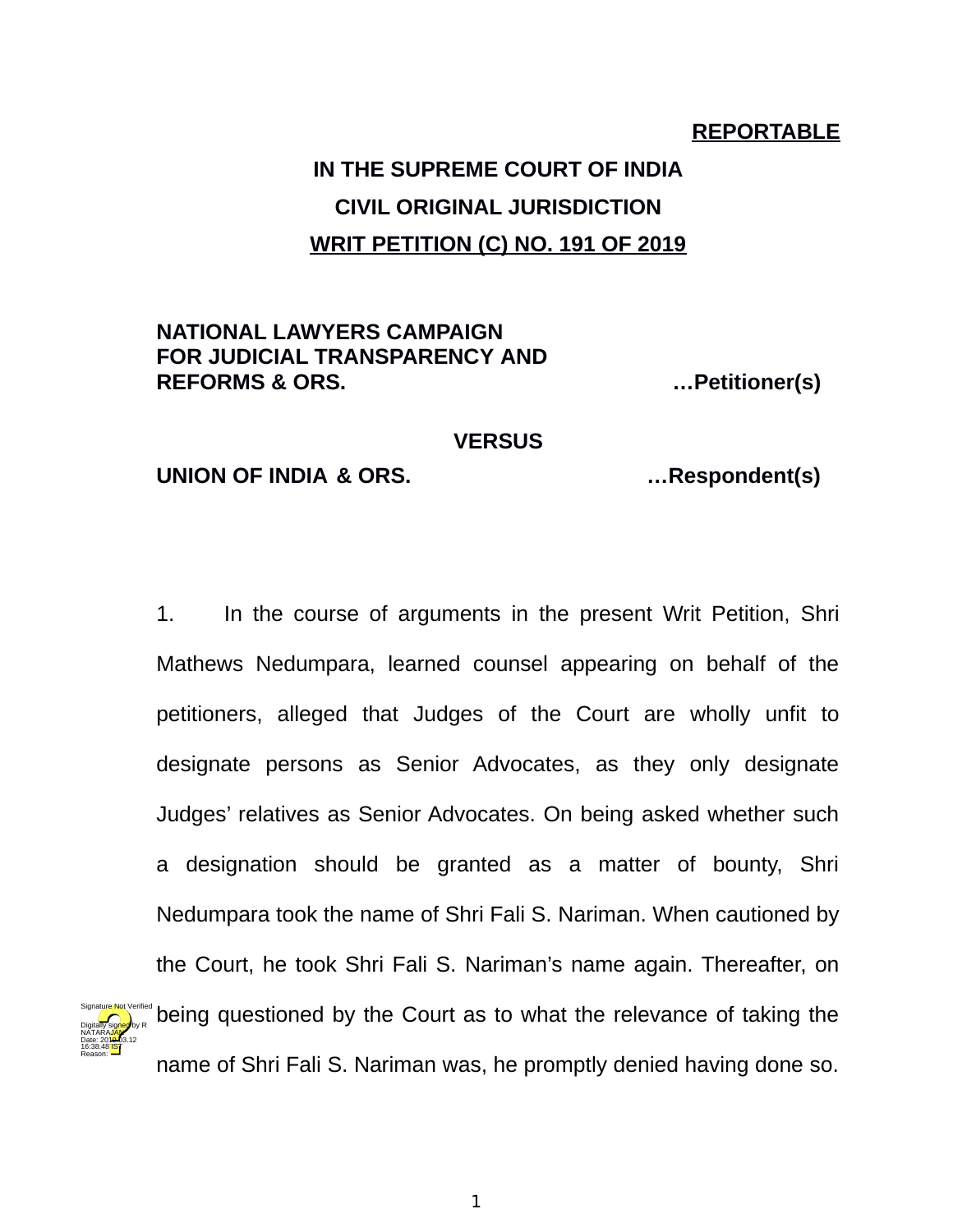**REPORTABLE**

**IN THE SUPREME COURT OF INDIA**

**CIVIL ORIGINAL JURISDICTION**

**WRIT PETITION (C) NO. 191 OF 2019**

**NATIONAL LAWYERS CAMPAIGN FOR JUDICIAL TRANSPARENCY AND REFORMS & ORS.** **…Petitioner(s)**

**VERSUS**

**UNION OF INDIA & ORS.** **…Respondent(s)**

1. In the course of arguments in the present Writ Petition, Shri Mathews Nedumpara, learned counsel appearing on behalf of the petitioners, alleged that Judges of the Court are wholly unfit to designate persons as Senior Advocates, as they only designate Judges' relatives as Senior Advocates. On being asked whether such a designation should be granted as a matter of bounty, Shri Nedumpara took the name of Shri Fali S. Nariman. When cautioned by the Court, he took Shri Fali S. Nariman's name again. Thereafter, on being questioned by the Court as to what the relevance of taking the name of Shri Fali S. Nariman was, he promptly denied having done so.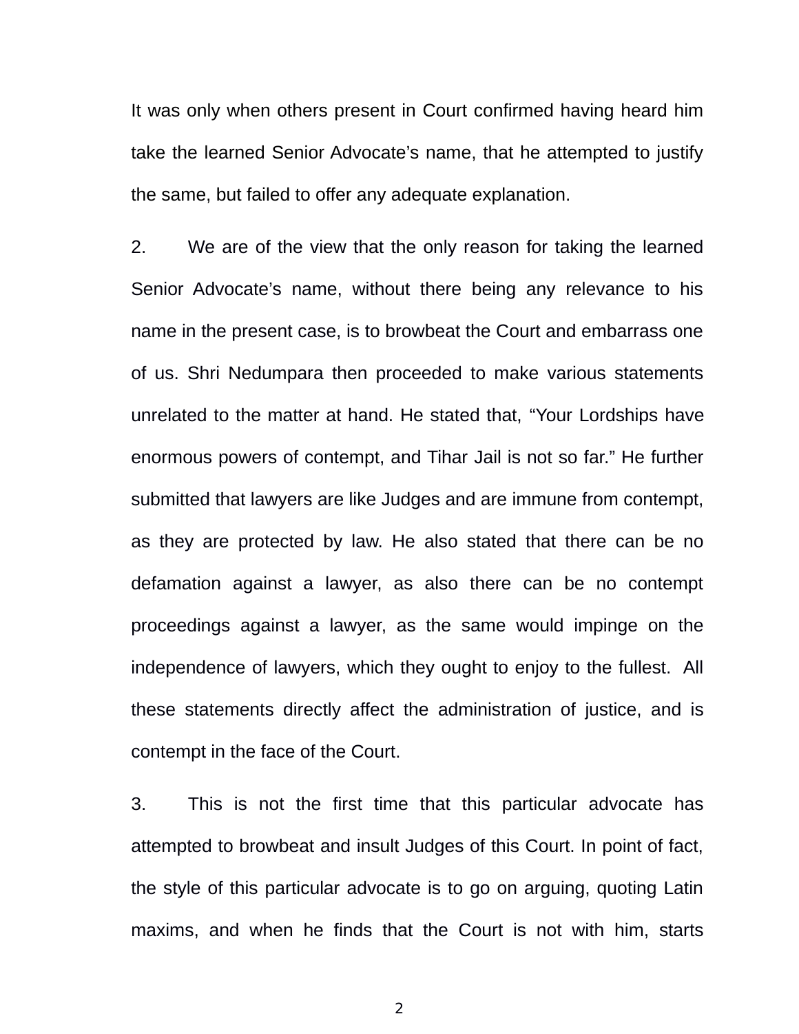It was only when others present in Court confirmed having heard him take the learned Senior Advocate's name, that he attempted to justify the same, but failed to offer any adequate explanation.

2. We are of the view that the only reason for taking the learned Senior Advocate's name, without there being any relevance to his name in the present case, is to browbeat the Court and embarrass one of us. Shri Nedumpara then proceeded to make various statements unrelated to the matter at hand. He stated that, "Your Lordships have enormous powers of contempt, and Tihar Jail is not so far." He further submitted that lawyers are like Judges and are immune from contempt, as they are protected by law. He also stated that there can be no defamation against a lawyer, as also there can be no contempt proceedings against a lawyer, as the same would impinge on the independence of lawyers, which they ought to enjoy to the fullest. All these statements directly affect the administration of justice, and is contempt in the face of the Court.

3. This is not the first time that this particular advocate has attempted to browbeat and insult Judges of this Court. In point of fact, the style of this particular advocate is to go on arguing, quoting Latin maxims, and when he finds that the Court is not with him, starts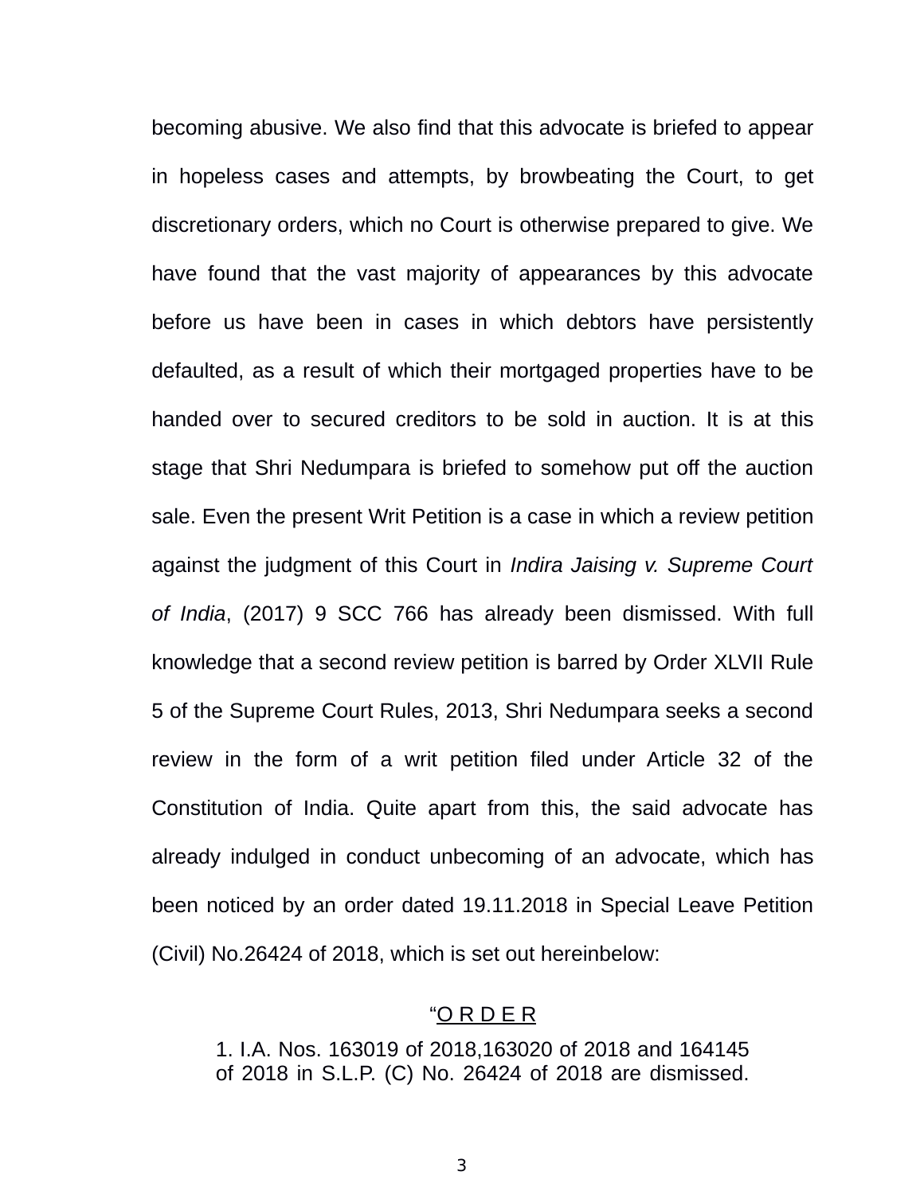becoming abusive. We also find that this advocate is briefed to appear in hopeless cases and attempts, by browbeating the Court, to get discretionary orders, which no Court is otherwise prepared to give. We have found that the vast majority of appearances by this advocate before us have been in cases in which debtors have persistently defaulted, as a result of which their mortgaged properties have to be handed over to secured creditors to be sold in auction. It is at this stage that Shri Nedumpara is briefed to somehow put off the auction sale. Even the present Writ Petition is a case in which a review petition against the judgment of this Court in *Indira Jaising v. Supreme Court of India*, (2017) 9 SCC 766 has already been dismissed. With full knowledge that a second review petition is barred by Order XLVII Rule 5 of the Supreme Court Rules, 2013, Shri Nedumpara seeks a second review in the form of a writ petition filed under Article 32 of the Constitution of India. Quite apart from this, the said advocate has already indulged in conduct unbecoming of an advocate, which has been noticed by an order dated 19.11.2018 in Special Leave Petition (Civil) No.26424 of 2018, which is set out hereinbelow:

> "<u>O R D E R</u>
>
> 1. I.A. Nos. 163019 of 2018,163020 of 2018 and 164145 of 2018 in S.L.P. (C) No. 26424 of 2018 are dismissed.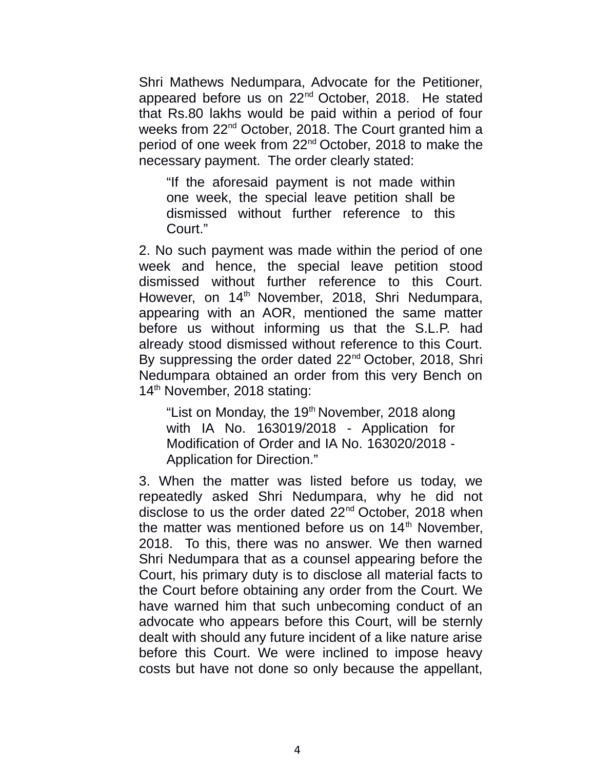Shri Mathews Nedumpara, Advocate for the Petitioner, appeared before us on 22nd October, 2018. He stated that Rs.80 lakhs would be paid within a period of four weeks from 22nd October, 2018. The Court granted him a period of one week from 22nd October, 2018 to make the necessary payment. The order clearly stated:

> "If the aforesaid payment is not made within one week, the special leave petition shall be dismissed without further reference to this Court."

2. No such payment was made within the period of one week and hence, the special leave petition stood dismissed without further reference to this Court. However, on 14th November, 2018, Shri Nedumpara, appearing with an AOR, mentioned the same matter before us without informing us that the S.L.P. had already stood dismissed without reference to this Court. By suppressing the order dated 22nd October, 2018, Shri Nedumpara obtained an order from this very Bench on 14th November, 2018 stating:

> "List on Monday, the 19th November, 2018 along with IA No. 163019/2018 - Application for Modification of Order and IA No. 163020/2018 - Application for Direction."

3. When the matter was listed before us today, we repeatedly asked Shri Nedumpara, why he did not disclose to us the order dated 22nd October, 2018 when the matter was mentioned before us on 14th November, 2018. To this, there was no answer. We then warned Shri Nedumpara that as a counsel appearing before the Court, his primary duty is to disclose all material facts to the Court before obtaining any order from the Court. We have warned him that such unbecoming conduct of an advocate who appears before this Court, will be sternly dealt with should any future incident of a like nature arise before this Court. We were inclined to impose heavy costs but have not done so only because the appellant,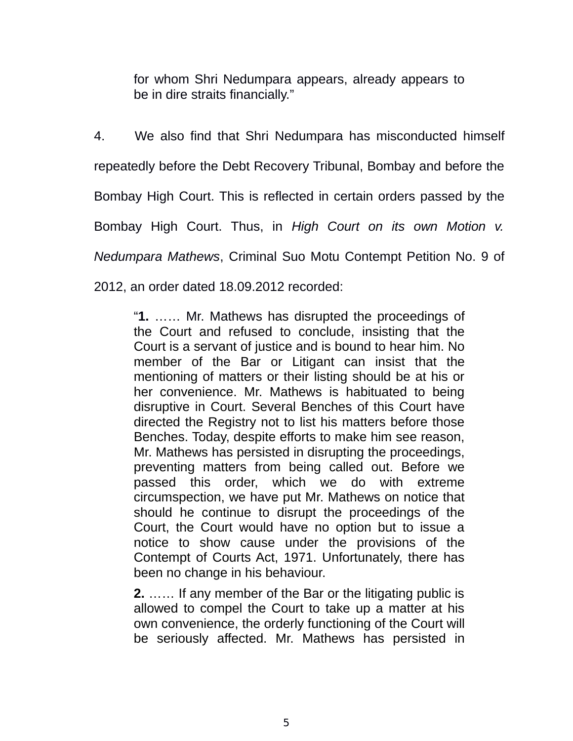> for whom Shri Nedumpara appears, already appears to be in dire straits financially."

4. We also find that Shri Nedumpara has misconducted himself repeatedly before the Debt Recovery Tribunal, Bombay and before the Bombay High Court. This is reflected in certain orders passed by the Bombay High Court. Thus, in *High Court on its own Motion v. Nedumpara Mathews*, Criminal Suo Motu Contempt Petition No. 9 of 2012, an order dated 18.09.2012 recorded:

> "**1.** …… Mr. Mathews has disrupted the proceedings of the Court and refused to conclude, insisting that the Court is a servant of justice and is bound to hear him. No member of the Bar or Litigant can insist that the mentioning of matters or their listing should be at his or her convenience. Mr. Mathews is habituated to being disruptive in Court. Several Benches of this Court have directed the Registry not to list his matters before those Benches. Today, despite efforts to make him see reason, Mr. Mathews has persisted in disrupting the proceedings, preventing matters from being called out. Before we passed this order, which we do with extreme circumspection, we have put Mr. Mathews on notice that should he continue to disrupt the proceedings of the Court, the Court would have no option but to issue a notice to show cause under the provisions of the Contempt of Courts Act, 1971. Unfortunately, there has been no change in his behaviour.
>
> **2.** …… If any member of the Bar or the litigating public is allowed to compel the Court to take up a matter at his own convenience, the orderly functioning of the Court will be seriously affected. Mr. Mathews has persisted in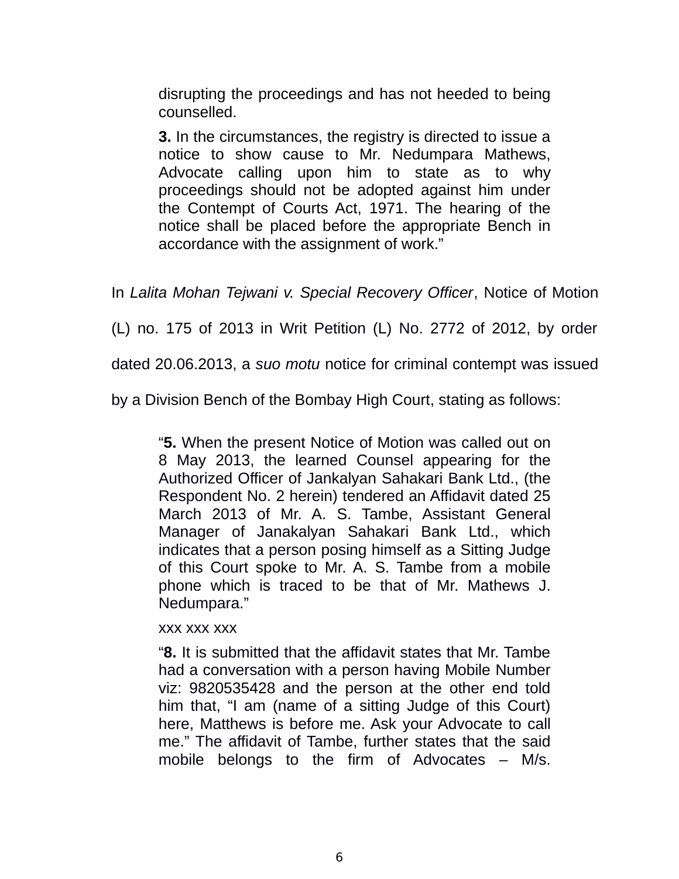> disrupting the proceedings and has not heeded to being counselled.
>
> **3.** In the circumstances, the registry is directed to issue a notice to show cause to Mr. Nedumpara Mathews, Advocate calling upon him to state as to why proceedings should not be adopted against him under the Contempt of Courts Act, 1971. The hearing of the notice shall be placed before the appropriate Bench in accordance with the assignment of work."

In *Lalita Mohan Tejwani v. Special Recovery Officer*, Notice of Motion (L) no. 175 of 2013 in Writ Petition (L) No. 2772 of 2012, by order dated 20.06.2013, a *suo motu* notice for criminal contempt was issued by a Division Bench of the Bombay High Court, stating as follows:

> "**5.** When the present Notice of Motion was called out on 8 May 2013, the learned Counsel appearing for the Authorized Officer of Jankalyan Sahakari Bank Ltd., (the Respondent No. 2 herein) tendered an Affidavit dated 25 March 2013 of Mr. A. S. Tambe, Assistant General Manager of Janakalyan Sahakari Bank Ltd., which indicates that a person posing himself as a Sitting Judge of this Court spoke to Mr. A. S. Tambe from a mobile phone which is traced to be that of Mr. Mathews J. Nedumpara."
>
> xxx xxx xxx
>
> "**8.** It is submitted that the affidavit states that Mr. Tambe had a conversation with a person having Mobile Number viz: 9820535428 and the person at the other end told him that, "I am (name of a sitting Judge of this Court) here, Matthews is before me. Ask your Advocate to call me." The affidavit of Tambe, further states that the said mobile belongs to the firm of Advocates – M/s.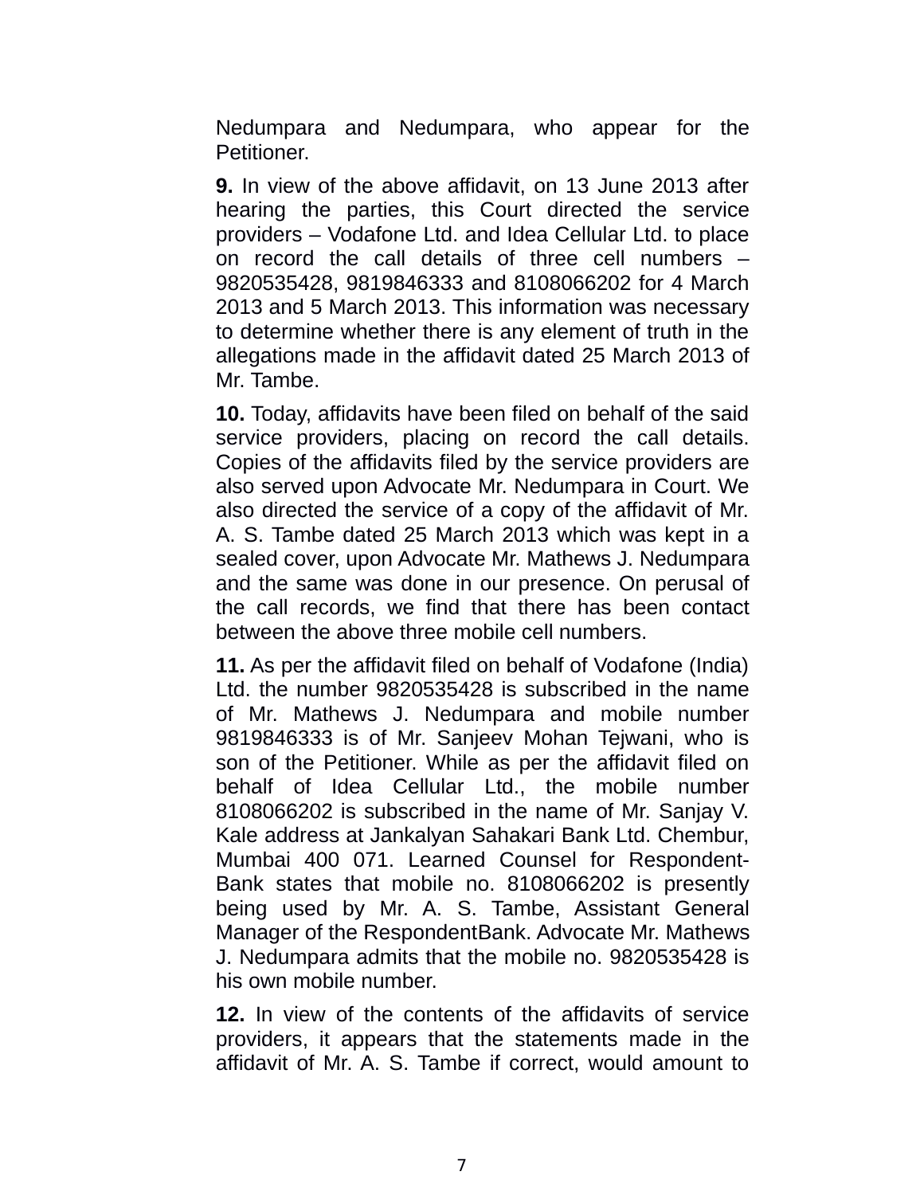Nedumpara and Nedumpara, who appear for the Petitioner.

**9.** In view of the above affidavit, on 13 June 2013 after hearing the parties, this Court directed the service providers – Vodafone Ltd. and Idea Cellular Ltd. to place on record the call details of three cell numbers – 9820535428, 9819846333 and 8108066202 for 4 March 2013 and 5 March 2013. This information was necessary to determine whether there is any element of truth in the allegations made in the affidavit dated 25 March 2013 of Mr. Tambe.

**10.** Today, affidavits have been filed on behalf of the said service providers, placing on record the call details. Copies of the affidavits filed by the service providers are also served upon Advocate Mr. Nedumpara in Court. We also directed the service of a copy of the affidavit of Mr. A. S. Tambe dated 25 March 2013 which was kept in a sealed cover, upon Advocate Mr. Mathews J. Nedumpara and the same was done in our presence. On perusal of the call records, we find that there has been contact between the above three mobile cell numbers.

**11.** As per the affidavit filed on behalf of Vodafone (India) Ltd. the number 9820535428 is subscribed in the name of Mr. Mathews J. Nedumpara and mobile number 9819846333 is of Mr. Sanjeev Mohan Tejwani, who is son of the Petitioner. While as per the affidavit filed on behalf of Idea Cellular Ltd., the mobile number 8108066202 is subscribed in the name of Mr. Sanjay V. Kale address at Jankalyan Sahakari Bank Ltd. Chembur, Mumbai 400 071. Learned Counsel for Respondent-Bank states that mobile no. 8108066202 is presently being used by Mr. A. S. Tambe, Assistant General Manager of the RespondentBank. Advocate Mr. Mathews J. Nedumpara admits that the mobile no. 9820535428 is his own mobile number.

**12.** In view of the contents of the affidavits of service providers, it appears that the statements made in the affidavit of Mr. A. S. Tambe if correct, would amount to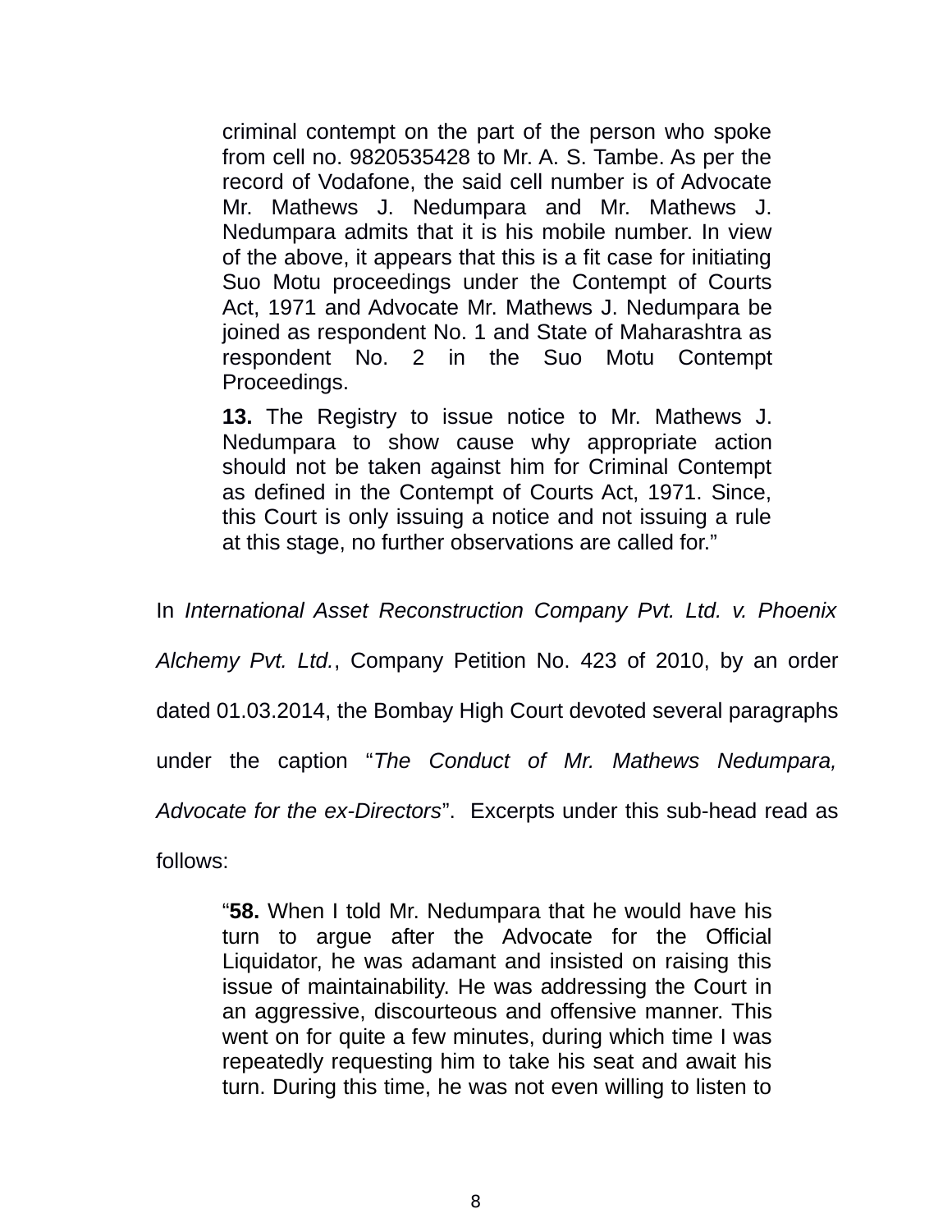> criminal contempt on the part of the person who spoke from cell no. 9820535428 to Mr. A. S. Tambe. As per the record of Vodafone, the said cell number is of Advocate Mr. Mathews J. Nedumpara and Mr. Mathews J. Nedumpara admits that it is his mobile number. In view of the above, it appears that this is a fit case for initiating Suo Motu proceedings under the Contempt of Courts Act, 1971 and Advocate Mr. Mathews J. Nedumpara be joined as respondent No. 1 and State of Maharashtra as respondent No. 2 in the Suo Motu Contempt Proceedings.
>
> **13.** The Registry to issue notice to Mr. Mathews J. Nedumpara to show cause why appropriate action should not be taken against him for Criminal Contempt as defined in the Contempt of Courts Act, 1971. Since, this Court is only issuing a notice and not issuing a rule at this stage, no further observations are called for."

In *International Asset Reconstruction Company Pvt. Ltd. v. Phoenix Alchemy Pvt. Ltd.*, Company Petition No. 423 of 2010, by an order dated 01.03.2014, the Bombay High Court devoted several paragraphs under the caption "*The Conduct of Mr. Mathews Nedumpara, Advocate for the ex-Directors*". Excerpts under this sub-head read as follows:

> "**58.** When I told Mr. Nedumpara that he would have his turn to argue after the Advocate for the Official Liquidator, he was adamant and insisted on raising this issue of maintainability. He was addressing the Court in an aggressive, discourteous and offensive manner. This went on for quite a few minutes, during which time I was repeatedly requesting him to take his seat and await his turn. During this time, he was not even willing to listen to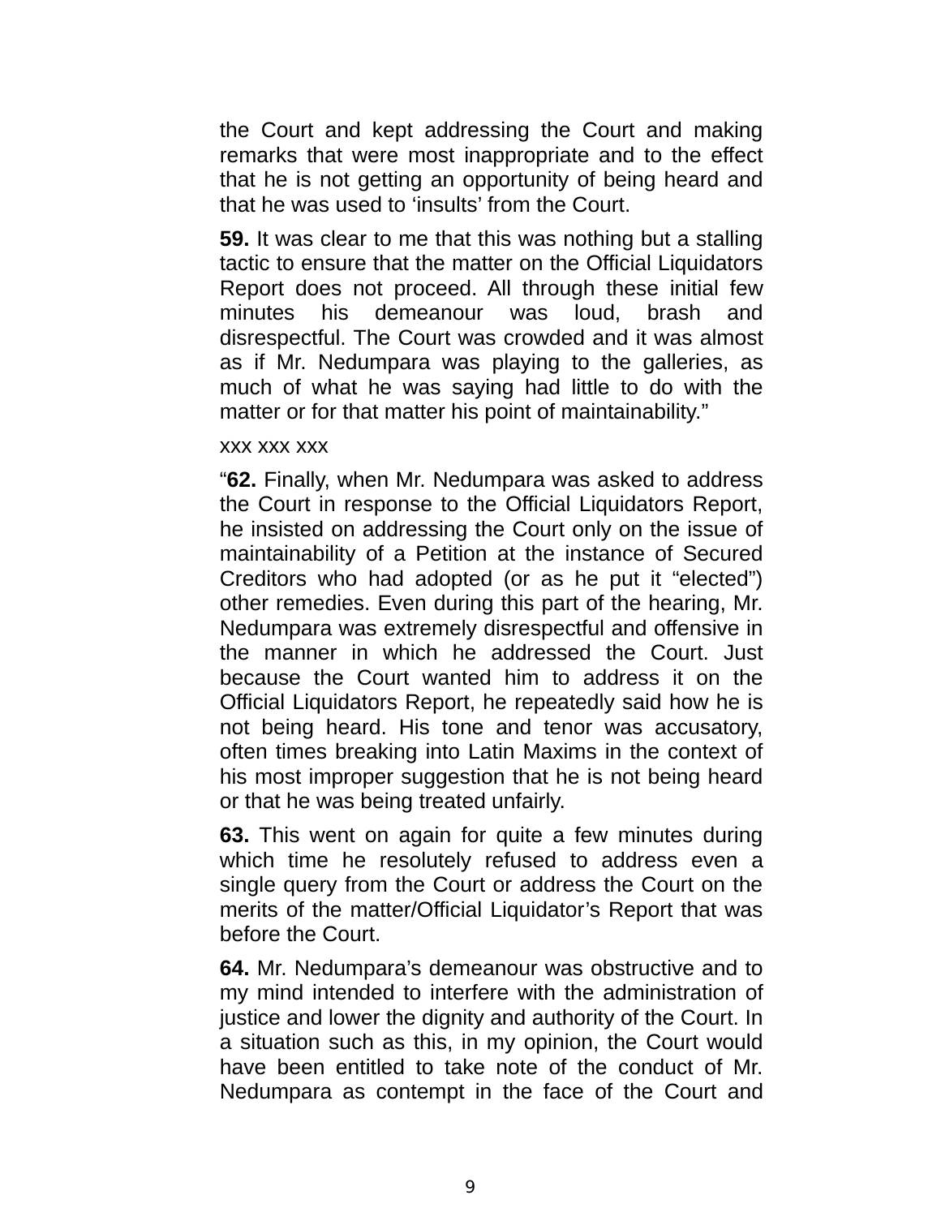the Court and kept addressing the Court and making remarks that were most inappropriate and to the effect that he is not getting an opportunity of being heard and that he was used to 'insults' from the Court.

**59.** It was clear to me that this was nothing but a stalling tactic to ensure that the matter on the Official Liquidators Report does not proceed. All through these initial few minutes his demeanour was loud, brash and disrespectful. The Court was crowded and it was almost as if Mr. Nedumpara was playing to the galleries, as much of what he was saying had little to do with the matter or for that matter his point of maintainability."

xxx xxx xxx

"**62.** Finally, when Mr. Nedumpara was asked to address the Court in response to the Official Liquidators Report, he insisted on addressing the Court only on the issue of maintainability of a Petition at the instance of Secured Creditors who had adopted (or as he put it "elected") other remedies. Even during this part of the hearing, Mr. Nedumpara was extremely disrespectful and offensive in the manner in which he addressed the Court. Just because the Court wanted him to address it on the Official Liquidators Report, he repeatedly said how he is not being heard. His tone and tenor was accusatory, often times breaking into Latin Maxims in the context of his most improper suggestion that he is not being heard or that he was being treated unfairly.

**63.** This went on again for quite a few minutes during which time he resolutely refused to address even a single query from the Court or address the Court on the merits of the matter/Official Liquidator's Report that was before the Court.

**64.** Mr. Nedumpara's demeanour was obstructive and to my mind intended to interfere with the administration of justice and lower the dignity and authority of the Court. In a situation such as this, in my opinion, the Court would have been entitled to take note of the conduct of Mr. Nedumpara as contempt in the face of the Court and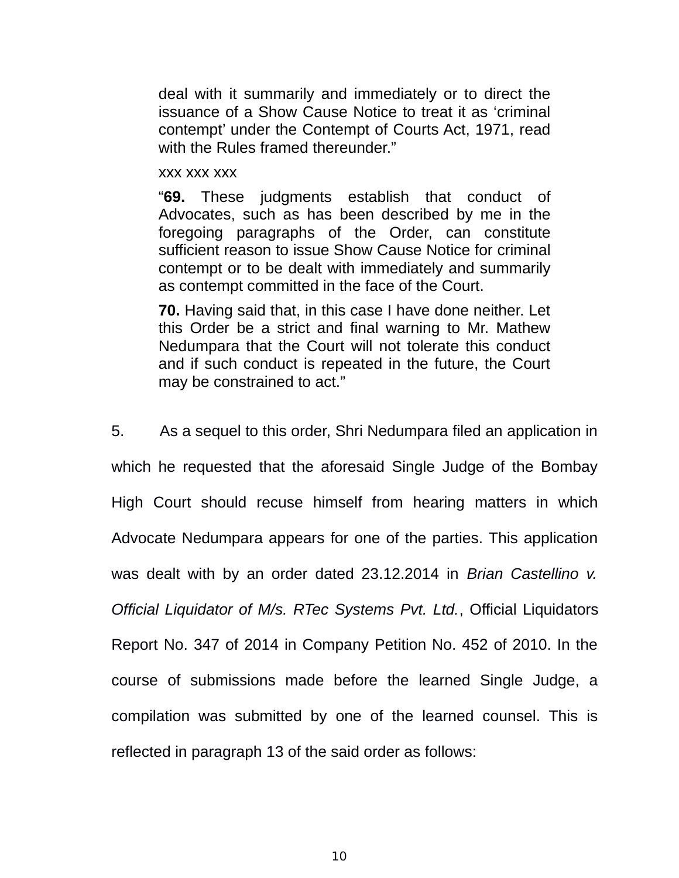> deal with it summarily and immediately or to direct the issuance of a Show Cause Notice to treat it as 'criminal contempt' under the Contempt of Courts Act, 1971, read with the Rules framed thereunder."
>
> xxx xxx xxx
>
> "**69.** These judgments establish that conduct of Advocates, such as has been described by me in the foregoing paragraphs of the Order, can constitute sufficient reason to issue Show Cause Notice for criminal contempt or to be dealt with immediately and summarily as contempt committed in the face of the Court.
>
> **70.** Having said that, in this case I have done neither. Let this Order be a strict and final warning to Mr. Mathew Nedumpara that the Court will not tolerate this conduct and if such conduct is repeated in the future, the Court may be constrained to act."

5. As a sequel to this order, Shri Nedumpara filed an application in which he requested that the aforesaid Single Judge of the Bombay High Court should recuse himself from hearing matters in which Advocate Nedumpara appears for one of the parties. This application was dealt with by an order dated 23.12.2014 in *Brian Castellino v. Official Liquidator of M/s. RTec Systems Pvt. Ltd.*, Official Liquidators Report No. 347 of 2014 in Company Petition No. 452 of 2010. In the course of submissions made before the learned Single Judge, a compilation was submitted by one of the learned counsel. This is reflected in paragraph 13 of the said order as follows: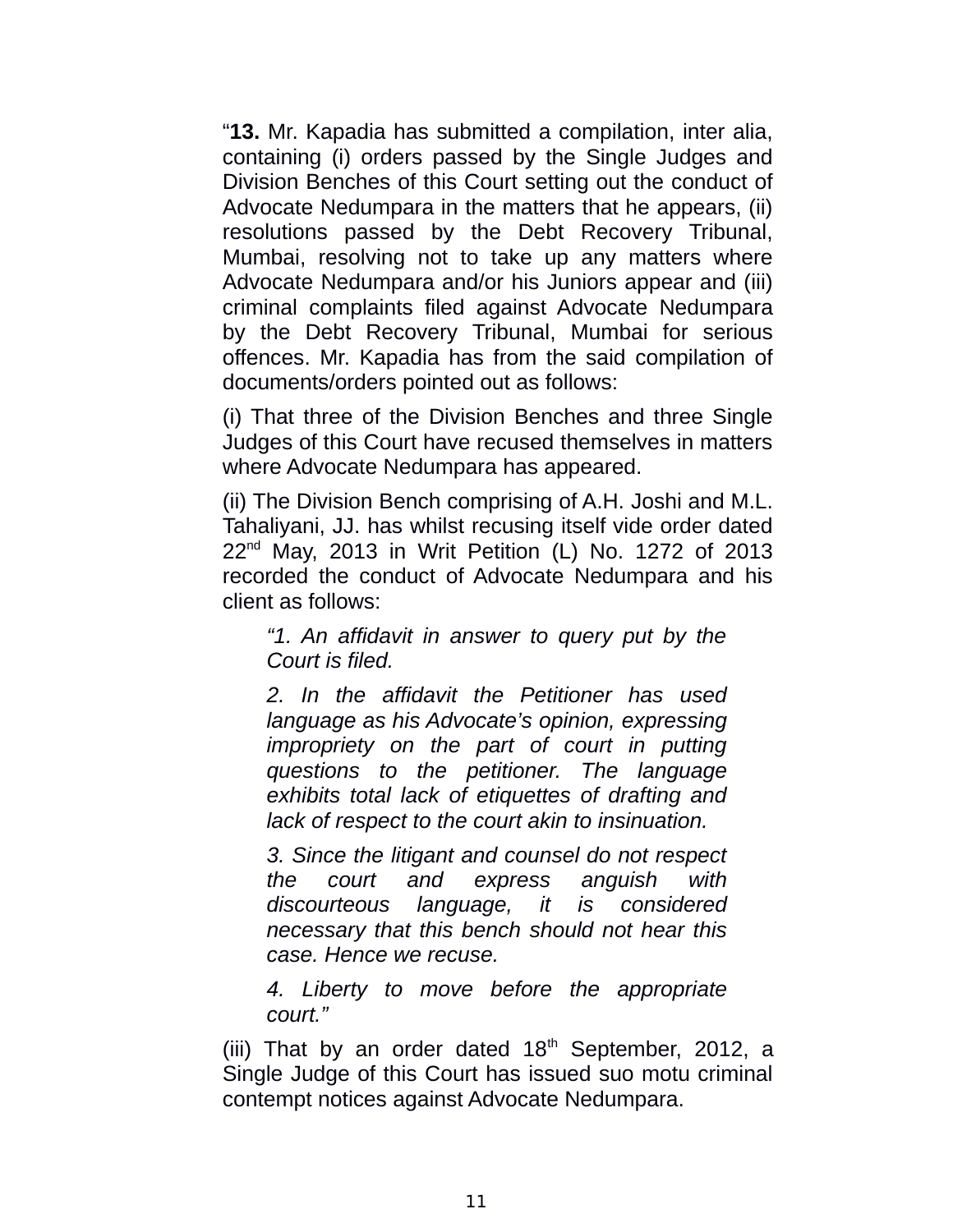"**13.** Mr. Kapadia has submitted a compilation, inter alia, containing (i) orders passed by the Single Judges and Division Benches of this Court setting out the conduct of Advocate Nedumpara in the matters that he appears, (ii) resolutions passed by the Debt Recovery Tribunal, Mumbai, resolving not to take up any matters where Advocate Nedumpara and/or his Juniors appear and (iii) criminal complaints filed against Advocate Nedumpara by the Debt Recovery Tribunal, Mumbai for serious offences. Mr. Kapadia has from the said compilation of documents/orders pointed out as follows:

(i) That three of the Division Benches and three Single Judges of this Court have recused themselves in matters where Advocate Nedumpara has appeared.

(ii) The Division Bench comprising of A.H. Joshi and M.L. Tahaliyani, JJ. has whilst recusing itself vide order dated 22nd May, 2013 in Writ Petition (L) No. 1272 of 2013 recorded the conduct of Advocate Nedumpara and his client as follows:

> *"1. An affidavit in answer to query put by the Court is filed.*
>
> *2. In the affidavit the Petitioner has used language as his Advocate's opinion, expressing impropriety on the part of court in putting questions to the petitioner. The language exhibits total lack of etiquettes of drafting and lack of respect to the court akin to insinuation.*
>
> *3. Since the litigant and counsel do not respect the court and express anguish with discourteous language, it is considered necessary that this bench should not hear this case. Hence we recuse.*
>
> *4. Liberty to move before the appropriate court."*

(iii) That by an order dated 18th September, 2012, a Single Judge of this Court has issued suo motu criminal contempt notices against Advocate Nedumpara.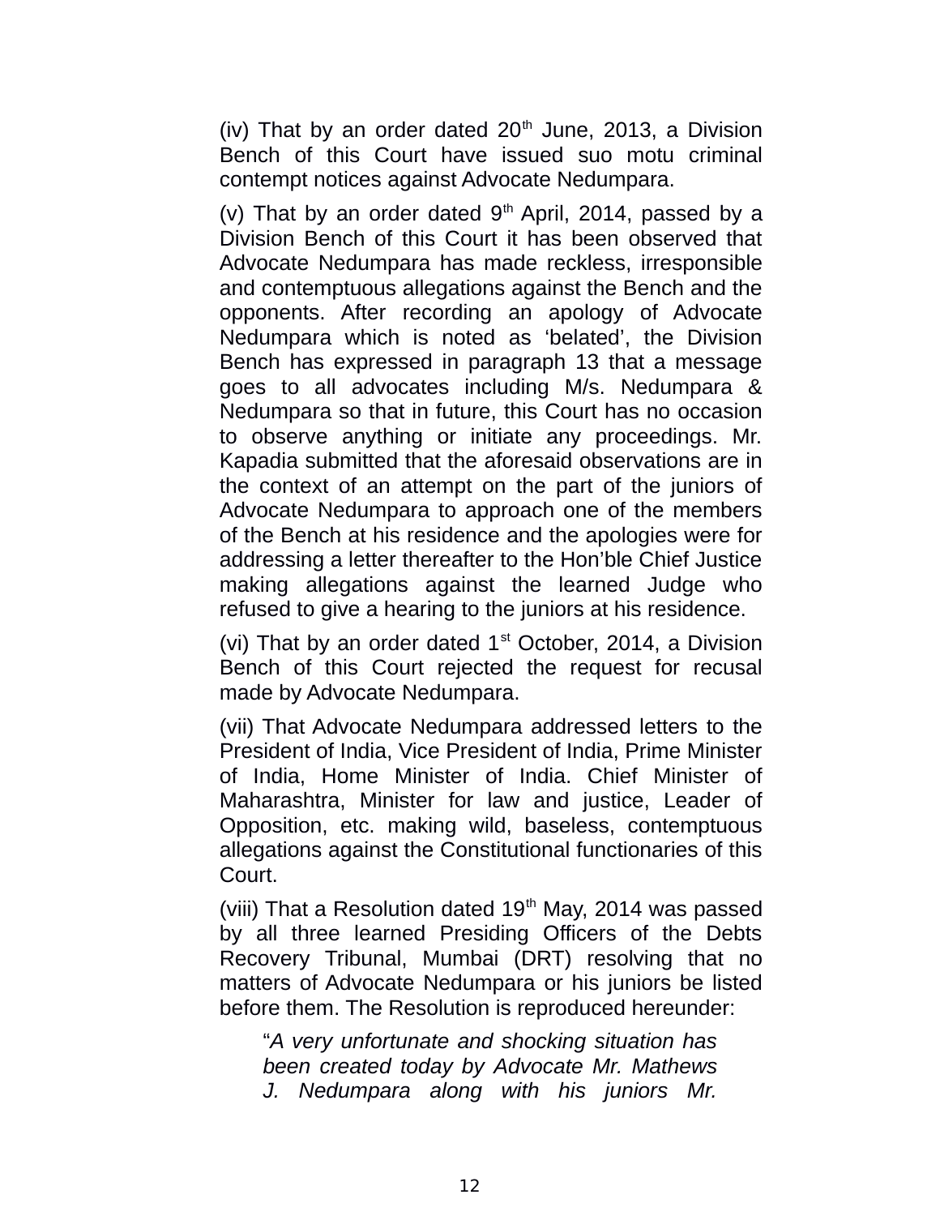(iv) That by an order dated 20th June, 2013, a Division Bench of this Court have issued suo motu criminal contempt notices against Advocate Nedumpara.

(v) That by an order dated 9th April, 2014, passed by a Division Bench of this Court it has been observed that Advocate Nedumpara has made reckless, irresponsible and contemptuous allegations against the Bench and the opponents. After recording an apology of Advocate Nedumpara which is noted as 'belated', the Division Bench has expressed in paragraph 13 that a message goes to all advocates including M/s. Nedumpara & Nedumpara so that in future, this Court has no occasion to observe anything or initiate any proceedings. Mr. Kapadia submitted that the aforesaid observations are in the context of an attempt on the part of the juniors of Advocate Nedumpara to approach one of the members of the Bench at his residence and the apologies were for addressing a letter thereafter to the Hon'ble Chief Justice making allegations against the learned Judge who refused to give a hearing to the juniors at his residence.

(vi) That by an order dated 1st October, 2014, a Division Bench of this Court rejected the request for recusal made by Advocate Nedumpara.

(vii) That Advocate Nedumpara addressed letters to the President of India, Vice President of India, Prime Minister of India, Home Minister of India. Chief Minister of Maharashtra, Minister for law and justice, Leader of Opposition, etc. making wild, baseless, contemptuous allegations against the Constitutional functionaries of this Court.

(viii) That a Resolution dated 19th May, 2014 was passed by all three learned Presiding Officers of the Debts Recovery Tribunal, Mumbai (DRT) resolving that no matters of Advocate Nedumpara or his juniors be listed before them. The Resolution is reproduced hereunder:

> "*A very unfortunate and shocking situation has been created today by Advocate Mr. Mathews J. Nedumpara along with his juniors Mr.*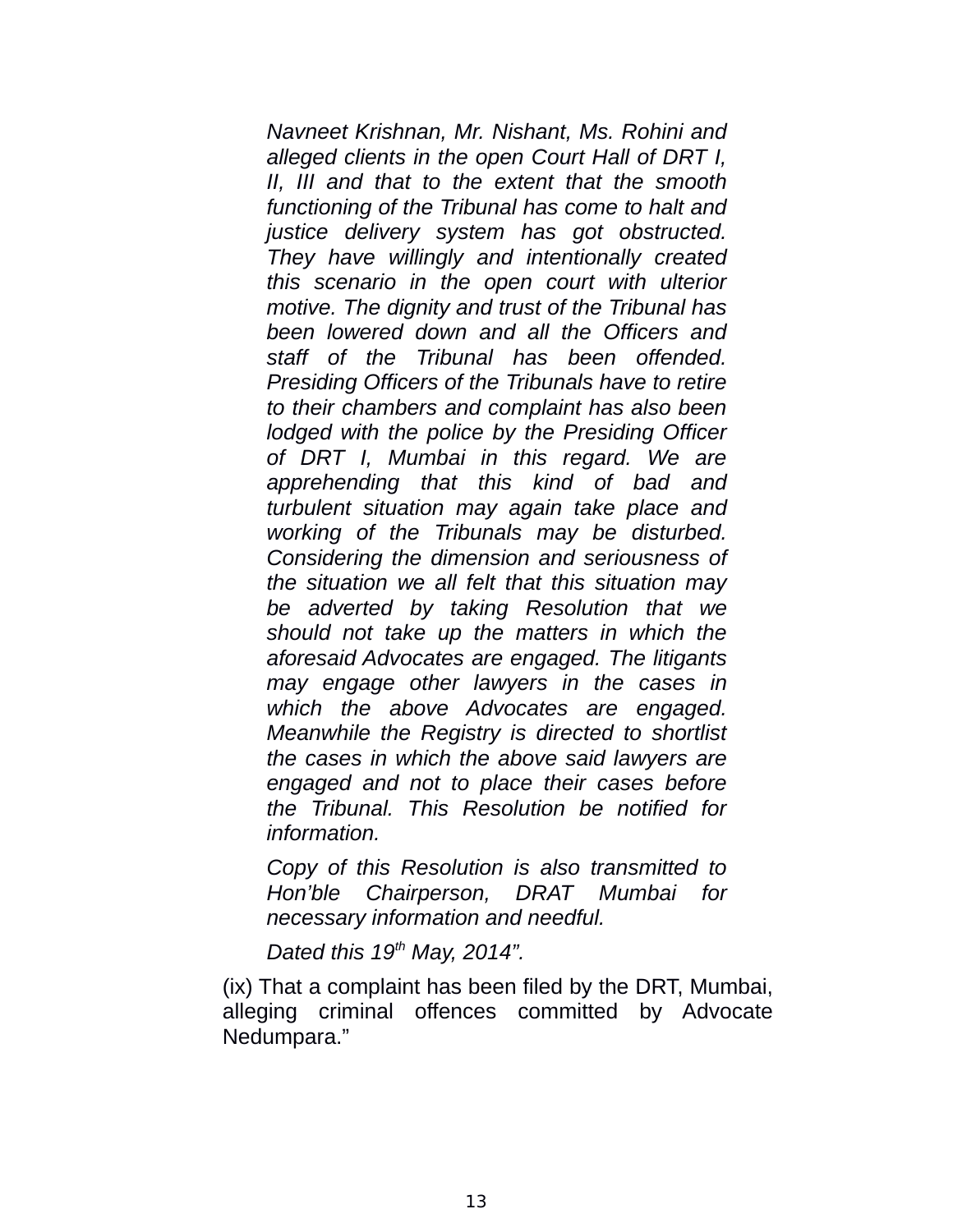*Navneet Krishnan, Mr. Nishant, Ms. Rohini and alleged clients in the open Court Hall of DRT I, II, III and that to the extent that the smooth functioning of the Tribunal has come to halt and justice delivery system has got obstructed. They have willingly and intentionally created this scenario in the open court with ulterior motive. The dignity and trust of the Tribunal has been lowered down and all the Officers and staff of the Tribunal has been offended. Presiding Officers of the Tribunals have to retire to their chambers and complaint has also been lodged with the police by the Presiding Officer of DRT I, Mumbai in this regard. We are apprehending that this kind of bad and turbulent situation may again take place and working of the Tribunals may be disturbed. Considering the dimension and seriousness of the situation we all felt that this situation may be adverted by taking Resolution that we should not take up the matters in which the aforesaid Advocates are engaged. The litigants may engage other lawyers in the cases in which the above Advocates are engaged. Meanwhile the Registry is directed to shortlist the cases in which the above said lawyers are engaged and not to place their cases before the Tribunal. This Resolution be notified for information.*

*Copy of this Resolution is also transmitted to Hon'ble Chairperson, DRAT Mumbai for necessary information and needful.*

*Dated this 19th May, 2014".*

(ix) That a complaint has been filed by the DRT, Mumbai, alleging criminal offences committed by Advocate Nedumpara."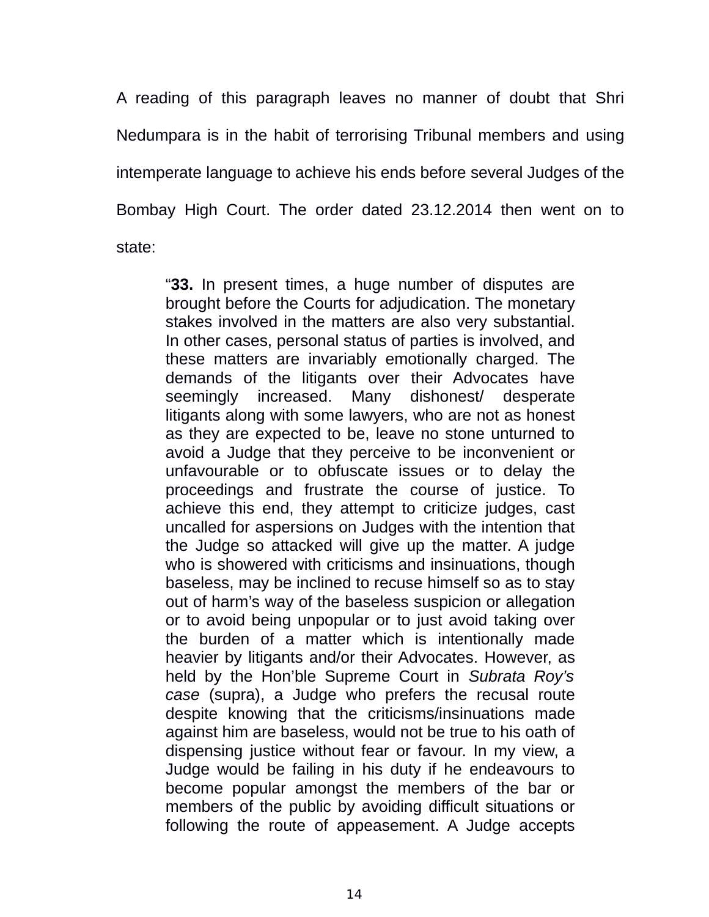A reading of this paragraph leaves no manner of doubt that Shri Nedumpara is in the habit of terrorising Tribunal members and using intemperate language to achieve his ends before several Judges of the Bombay High Court. The order dated 23.12.2014 then went on to state:

> "**33.** In present times, a huge number of disputes are brought before the Courts for adjudication. The monetary stakes involved in the matters are also very substantial. In other cases, personal status of parties is involved, and these matters are invariably emotionally charged. The demands of the litigants over their Advocates have seemingly increased. Many dishonest/ desperate litigants along with some lawyers, who are not as honest as they are expected to be, leave no stone unturned to avoid a Judge that they perceive to be inconvenient or unfavourable or to obfuscate issues or to delay the proceedings and frustrate the course of justice. To achieve this end, they attempt to criticize judges, cast uncalled for aspersions on Judges with the intention that the Judge so attacked will give up the matter. A judge who is showered with criticisms and insinuations, though baseless, may be inclined to recuse himself so as to stay out of harm's way of the baseless suspicion or allegation or to avoid being unpopular or to just avoid taking over the burden of a matter which is intentionally made heavier by litigants and/or their Advocates. However, as held by the Hon'ble Supreme Court in *Subrata Roy's case* (supra), a Judge who prefers the recusal route despite knowing that the criticisms/insinuations made against him are baseless, would not be true to his oath of dispensing justice without fear or favour. In my view, a Judge would be failing in his duty if he endeavours to become popular amongst the members of the bar or members of the public by avoiding difficult situations or following the route of appeasement. A Judge accepts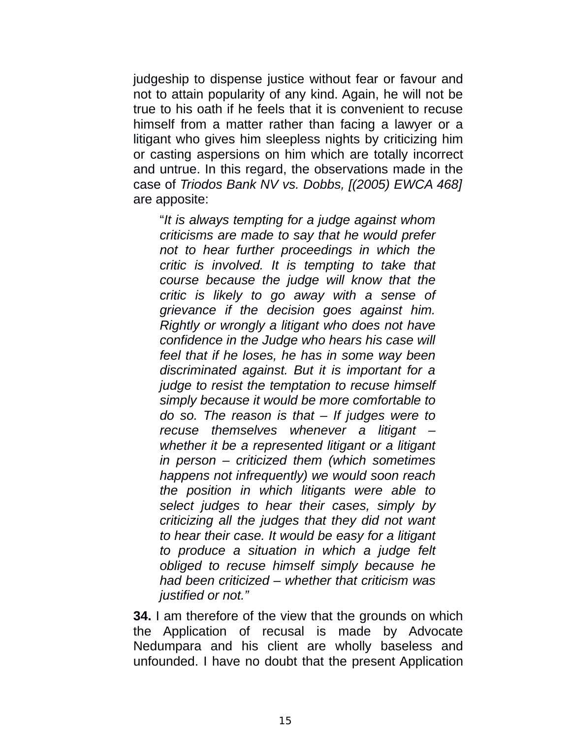judgeship to dispense justice without fear or favour and not to attain popularity of any kind. Again, he will not be true to his oath if he feels that it is convenient to recuse himself from a matter rather than facing a lawyer or a litigant who gives him sleepless nights by criticizing him or casting aspersions on him which are totally incorrect and untrue. In this regard, the observations made in the case of *Triodos Bank NV vs. Dobbs, [(2005) EWCA 468]* are apposite:

> "*It is always tempting for a judge against whom criticisms are made to say that he would prefer not to hear further proceedings in which the critic is involved. It is tempting to take that course because the judge will know that the critic is likely to go away with a sense of grievance if the decision goes against him. Rightly or wrongly a litigant who does not have confidence in the Judge who hears his case will feel that if he loses, he has in some way been discriminated against. But it is important for a judge to resist the temptation to recuse himself simply because it would be more comfortable to do so. The reason is that – If judges were to recuse themselves whenever a litigant – whether it be a represented litigant or a litigant in person – criticized them (which sometimes happens not infrequently) we would soon reach the position in which litigants were able to select judges to hear their cases, simply by criticizing all the judges that they did not want to hear their case. It would be easy for a litigant to produce a situation in which a judge felt obliged to recuse himself simply because he had been criticized – whether that criticism was justified or not.*"

**34.** I am therefore of the view that the grounds on which the Application of recusal is made by Advocate Nedumpara and his client are wholly baseless and unfounded. I have no doubt that the present Application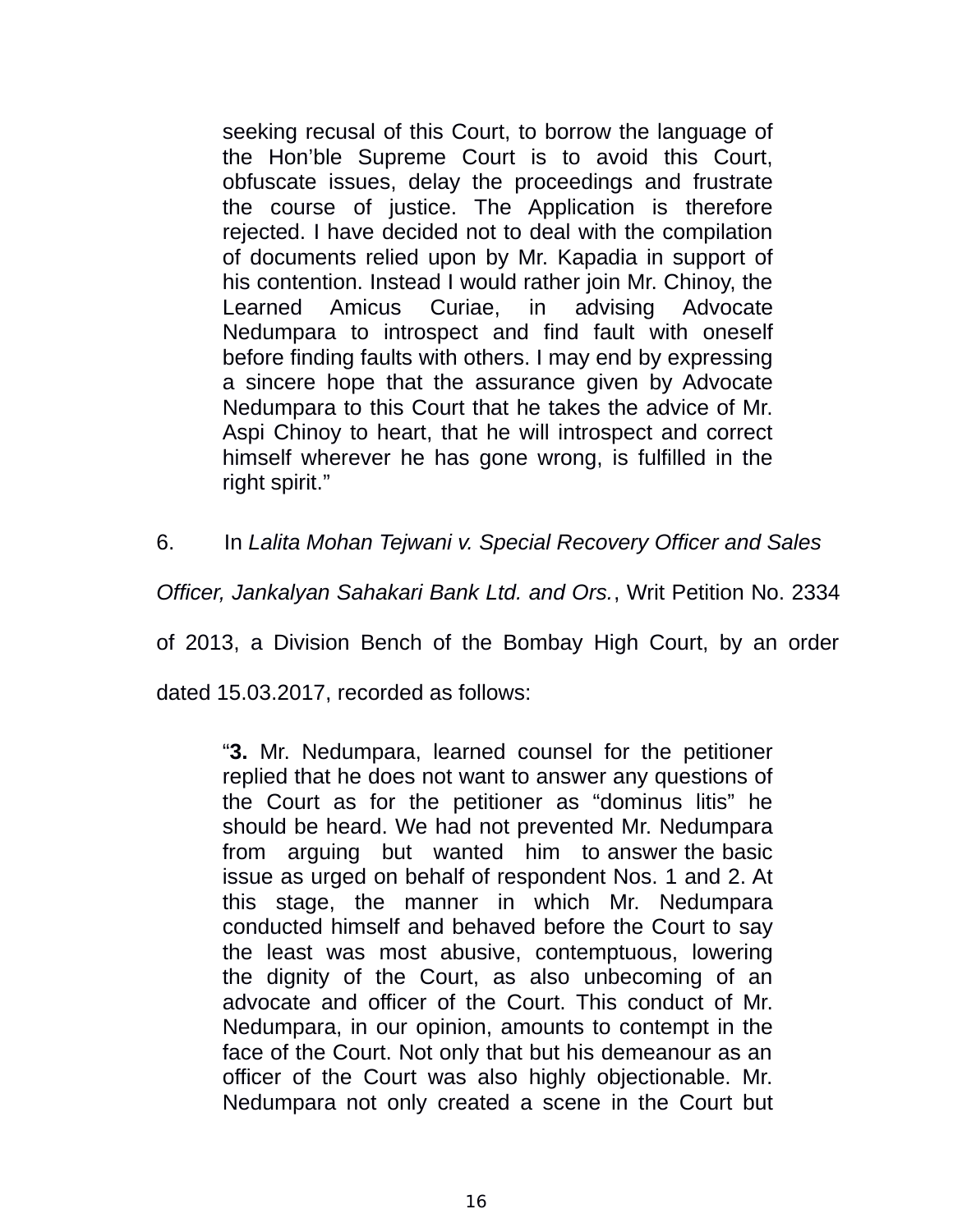> seeking recusal of this Court, to borrow the language of the Hon'ble Supreme Court is to avoid this Court, obfuscate issues, delay the proceedings and frustrate the course of justice. The Application is therefore rejected. I have decided not to deal with the compilation of documents relied upon by Mr. Kapadia in support of his contention. Instead I would rather join Mr. Chinoy, the Learned Amicus Curiae, in advising Advocate Nedumpara to introspect and find fault with oneself before finding faults with others. I may end by expressing a sincere hope that the assurance given by Advocate Nedumpara to this Court that he takes the advice of Mr. Aspi Chinoy to heart, that he will introspect and correct himself wherever he has gone wrong, is fulfilled in the right spirit."

6. In *Lalita Mohan Tejwani v. Special Recovery Officer and Sales Officer, Jankalyan Sahakari Bank Ltd. and Ors.*, Writ Petition No. 2334 of 2013, a Division Bench of the Bombay High Court, by an order dated 15.03.2017, recorded as follows:

> "**3.** Mr. Nedumpara, learned counsel for the petitioner replied that he does not want to answer any questions of the Court as for the petitioner as "dominus litis" he should be heard. We had not prevented Mr. Nedumpara from arguing but wanted him to answer the basic issue as urged on behalf of respondent Nos. 1 and 2. At this stage, the manner in which Mr. Nedumpara conducted himself and behaved before the Court to say the least was most abusive, contemptuous, lowering the dignity of the Court, as also unbecoming of an advocate and officer of the Court. This conduct of Mr. Nedumpara, in our opinion, amounts to contempt in the face of the Court. Not only that but his demeanour as an officer of the Court was also highly objectionable. Mr. Nedumpara not only created a scene in the Court but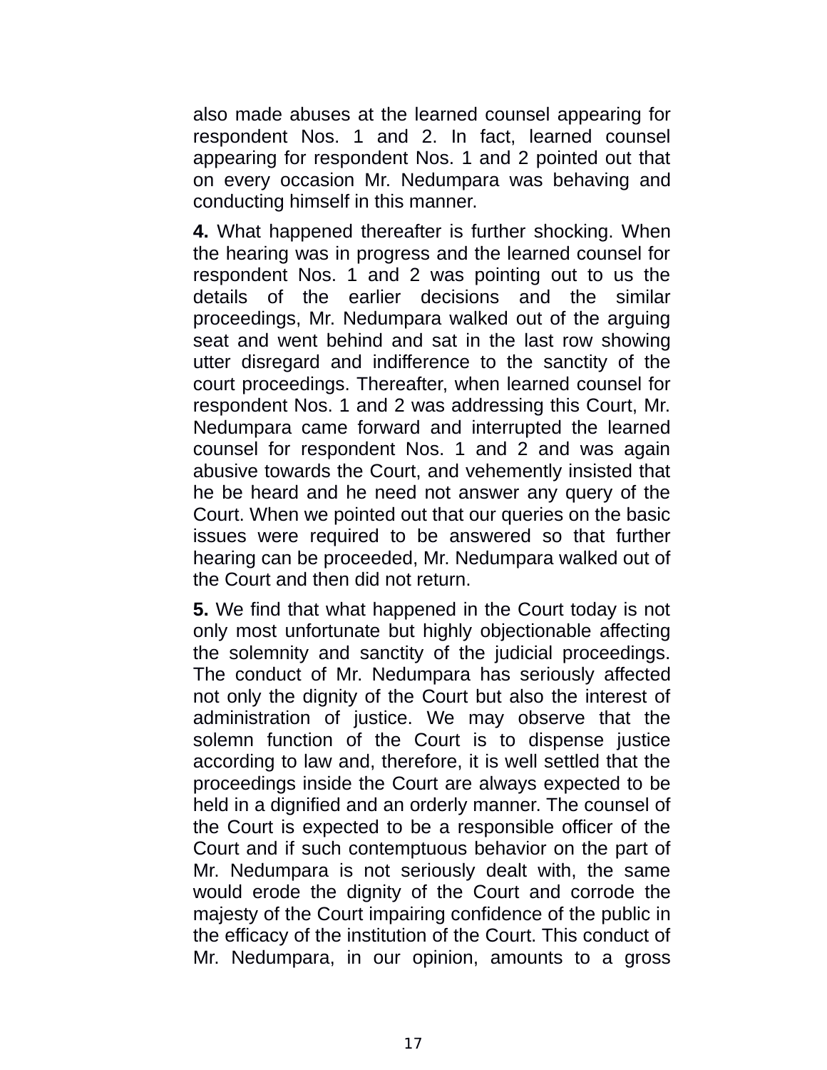also made abuses at the learned counsel appearing for respondent Nos. 1 and 2. In fact, learned counsel appearing for respondent Nos. 1 and 2 pointed out that on every occasion Mr. Nedumpara was behaving and conducting himself in this manner.

**4.** What happened thereafter is further shocking. When the hearing was in progress and the learned counsel for respondent Nos. 1 and 2 was pointing out to us the details of the earlier decisions and the similar proceedings, Mr. Nedumpara walked out of the arguing seat and went behind and sat in the last row showing utter disregard and indifference to the sanctity of the court proceedings. Thereafter, when learned counsel for respondent Nos. 1 and 2 was addressing this Court, Mr. Nedumpara came forward and interrupted the learned counsel for respondent Nos. 1 and 2 and was again abusive towards the Court, and vehemently insisted that he be heard and he need not answer any query of the Court. When we pointed out that our queries on the basic issues were required to be answered so that further hearing can be proceeded, Mr. Nedumpara walked out of the Court and then did not return.

**5.** We find that what happened in the Court today is not only most unfortunate but highly objectionable affecting the solemnity and sanctity of the judicial proceedings. The conduct of Mr. Nedumpara has seriously affected not only the dignity of the Court but also the interest of administration of justice. We may observe that the solemn function of the Court is to dispense justice according to law and, therefore, it is well settled that the proceedings inside the Court are always expected to be held in a dignified and an orderly manner. The counsel of the Court is expected to be a responsible officer of the Court and if such contemptuous behavior on the part of Mr. Nedumpara is not seriously dealt with, the same would erode the dignity of the Court and corrode the majesty of the Court impairing confidence of the public in the efficacy of the institution of the Court. This conduct of Mr. Nedumpara, in our opinion, amounts to a gross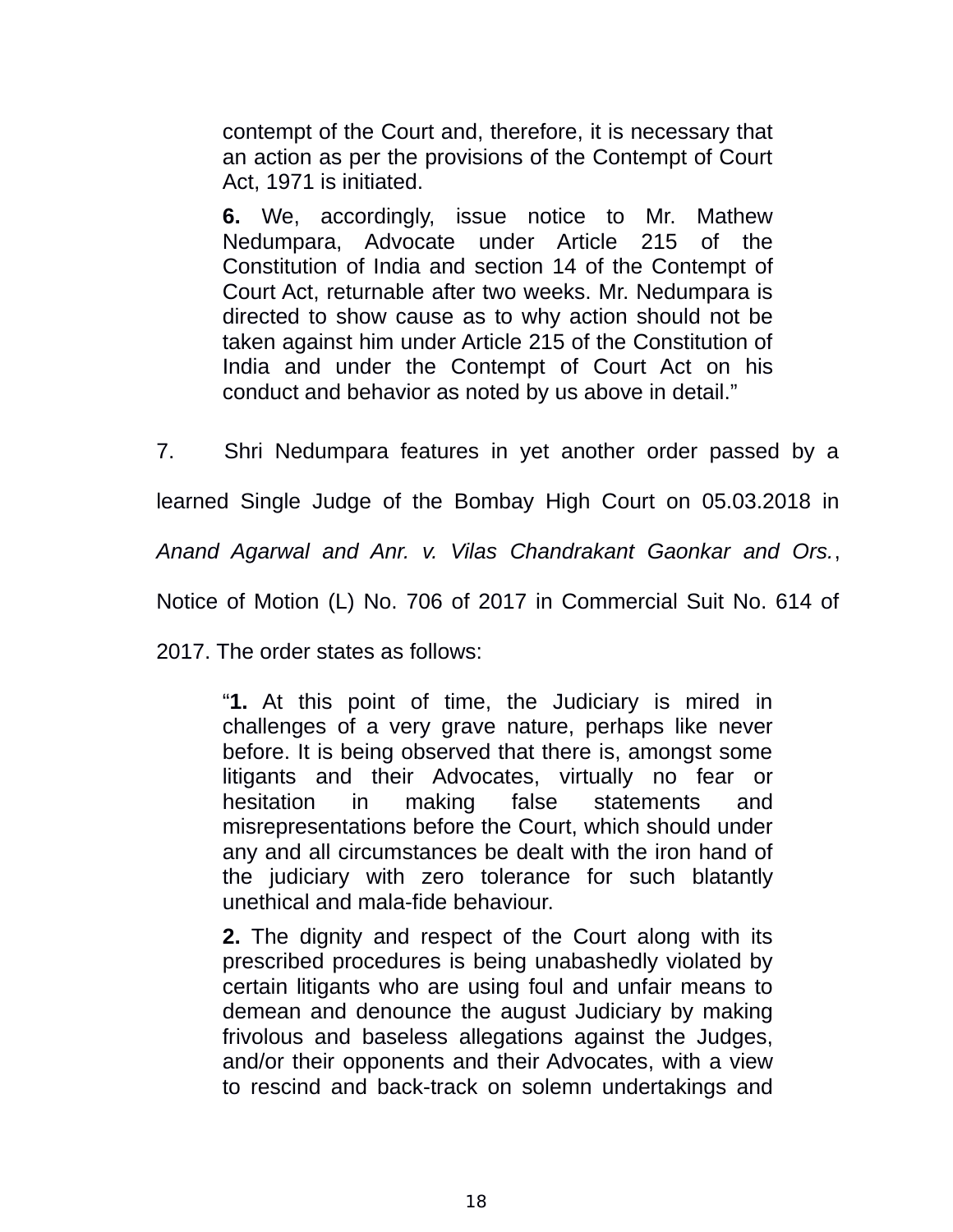> contempt of the Court and, therefore, it is necessary that an action as per the provisions of the Contempt of Court Act, 1971 is initiated.
>
> **6.** We, accordingly, issue notice to Mr. Mathew Nedumpara, Advocate under Article 215 of the Constitution of India and section 14 of the Contempt of Court Act, returnable after two weeks. Mr. Nedumpara is directed to show cause as to why action should not be taken against him under Article 215 of the Constitution of India and under the Contempt of Court Act on his conduct and behavior as noted by us above in detail."

7. Shri Nedumpara features in yet another order passed by a learned Single Judge of the Bombay High Court on 05.03.2018 in *Anand Agarwal and Anr. v. Vilas Chandrakant Gaonkar and Ors.*, Notice of Motion (L) No. 706 of 2017 in Commercial Suit No. 614 of 2017. The order states as follows:

> "**1.** At this point of time, the Judiciary is mired in challenges of a very grave nature, perhaps like never before. It is being observed that there is, amongst some litigants and their Advocates, virtually no fear or hesitation in making false statements and misrepresentations before the Court, which should under any and all circumstances be dealt with the iron hand of the judiciary with zero tolerance for such blatantly unethical and mala-fide behaviour.
>
> **2.** The dignity and respect of the Court along with its prescribed procedures is being unabashedly violated by certain litigants who are using foul and unfair means to demean and denounce the august Judiciary by making frivolous and baseless allegations against the Judges, and/or their opponents and their Advocates, with a view to rescind and back-track on solemn undertakings and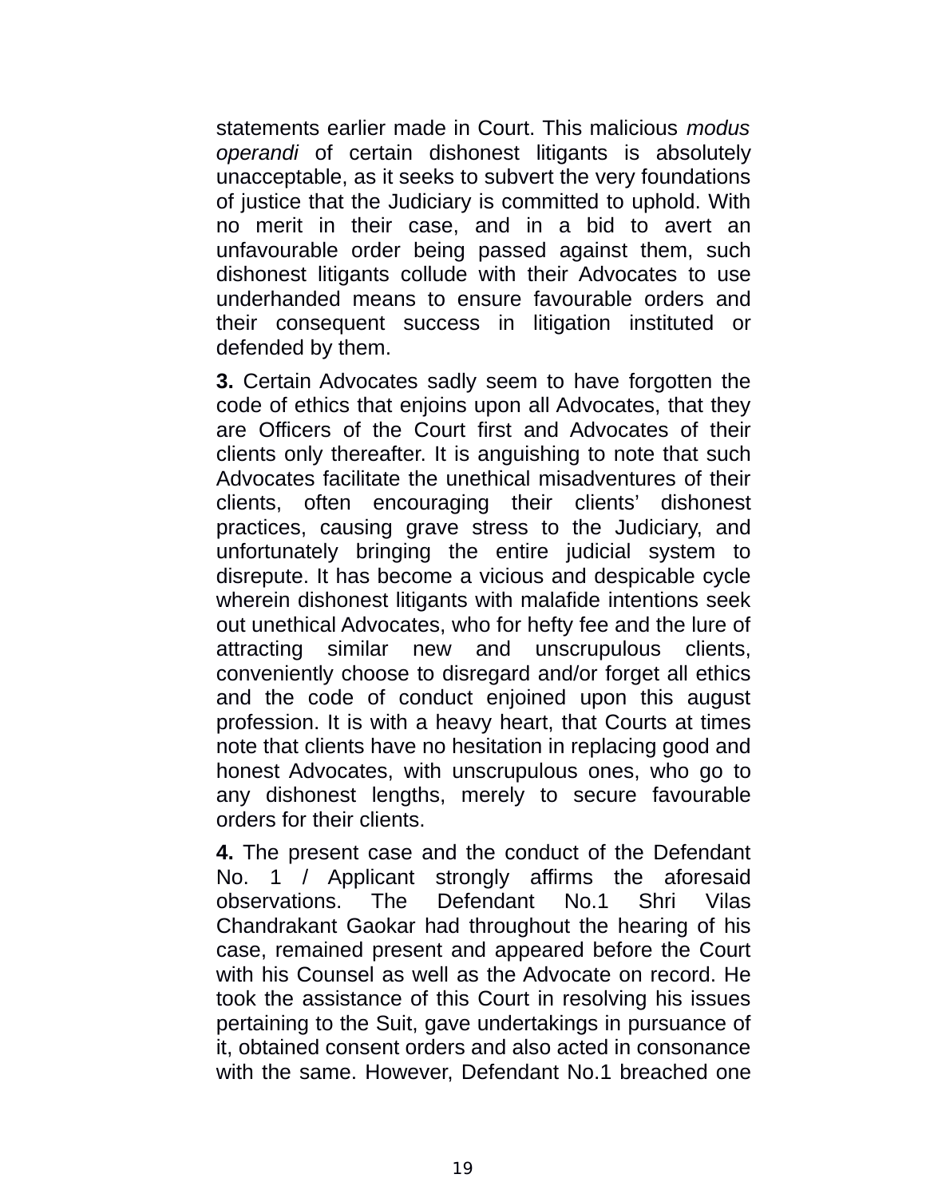statements earlier made in Court. This malicious *modus operandi* of certain dishonest litigants is absolutely unacceptable, as it seeks to subvert the very foundations of justice that the Judiciary is committed to uphold. With no merit in their case, and in a bid to avert an unfavourable order being passed against them, such dishonest litigants collude with their Advocates to use underhanded means to ensure favourable orders and their consequent success in litigation instituted or defended by them.

**3.** Certain Advocates sadly seem to have forgotten the code of ethics that enjoins upon all Advocates, that they are Officers of the Court first and Advocates of their clients only thereafter. It is anguishing to note that such Advocates facilitate the unethical misadventures of their clients, often encouraging their clients' dishonest practices, causing grave stress to the Judiciary, and unfortunately bringing the entire judicial system to disrepute. It has become a vicious and despicable cycle wherein dishonest litigants with malafide intentions seek out unethical Advocates, who for hefty fee and the lure of attracting similar new and unscrupulous clients, conveniently choose to disregard and/or forget all ethics and the code of conduct enjoined upon this august profession. It is with a heavy heart, that Courts at times note that clients have no hesitation in replacing good and honest Advocates, with unscrupulous ones, who go to any dishonest lengths, merely to secure favourable orders for their clients.

**4.** The present case and the conduct of the Defendant No. 1 / Applicant strongly affirms the aforesaid observations. The Defendant No.1 Shri Vilas Chandrakant Gaokar had throughout the hearing of his case, remained present and appeared before the Court with his Counsel as well as the Advocate on record. He took the assistance of this Court in resolving his issues pertaining to the Suit, gave undertakings in pursuance of it, obtained consent orders and also acted in consonance with the same. However, Defendant No.1 breached one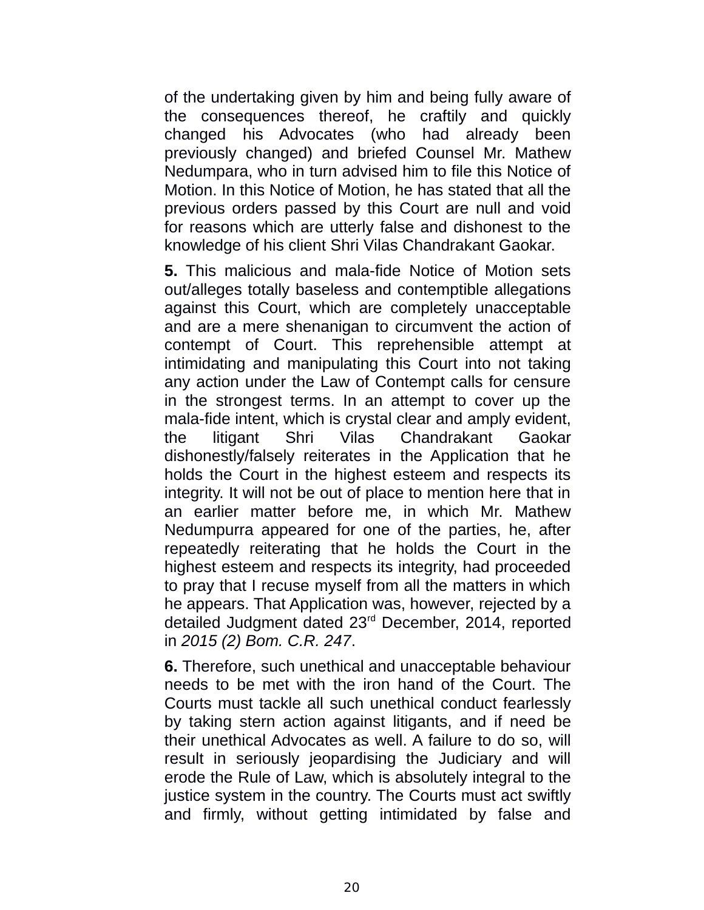of the undertaking given by him and being fully aware of the consequences thereof, he craftily and quickly changed his Advocates (who had already been previously changed) and briefed Counsel Mr. Mathew Nedumpara, who in turn advised him to file this Notice of Motion. In this Notice of Motion, he has stated that all the previous orders passed by this Court are null and void for reasons which are utterly false and dishonest to the knowledge of his client Shri Vilas Chandrakant Gaokar.

**5.** This malicious and mala-fide Notice of Motion sets out/alleges totally baseless and contemptible allegations against this Court, which are completely unacceptable and are a mere shenanigan to circumvent the action of contempt of Court. This reprehensible attempt at intimidating and manipulating this Court into not taking any action under the Law of Contempt calls for censure in the strongest terms. In an attempt to cover up the mala-fide intent, which is crystal clear and amply evident, the litigant Shri Vilas Chandrakant Gaokar dishonestly/falsely reiterates in the Application that he holds the Court in the highest esteem and respects its integrity. It will not be out of place to mention here that in an earlier matter before me, in which Mr. Mathew Nedumpurra appeared for one of the parties, he, after repeatedly reiterating that he holds the Court in the highest esteem and respects its integrity, had proceeded to pray that I recuse myself from all the matters in which he appears. That Application was, however, rejected by a detailed Judgment dated 23rd December, 2014, reported in *2015 (2) Bom. C.R. 247*.

**6.** Therefore, such unethical and unacceptable behaviour needs to be met with the iron hand of the Court. The Courts must tackle all such unethical conduct fearlessly by taking stern action against litigants, and if need be their unethical Advocates as well. A failure to do so, will result in seriously jeopardising the Judiciary and will erode the Rule of Law, which is absolutely integral to the justice system in the country. The Courts must act swiftly and firmly, without getting intimidated by false and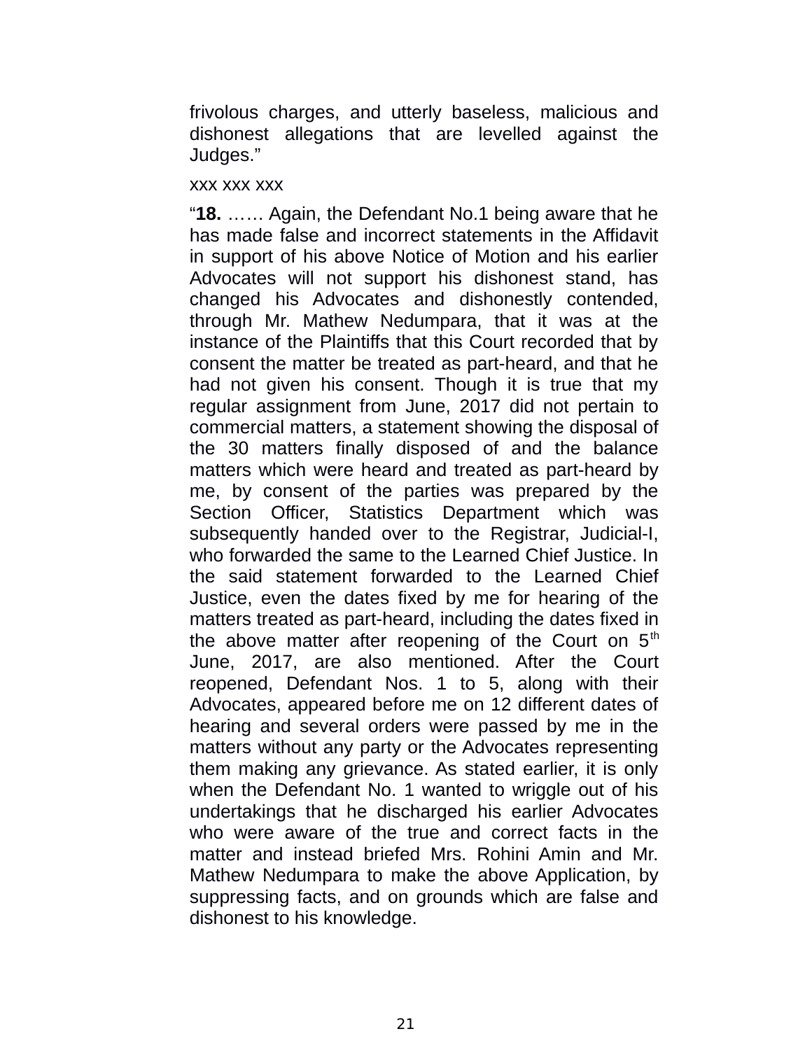frivolous charges, and utterly baseless, malicious and dishonest allegations that are levelled against the Judges."

xxx xxx xxx

"**18.** …… Again, the Defendant No.1 being aware that he has made false and incorrect statements in the Affidavit in support of his above Notice of Motion and his earlier Advocates will not support his dishonest stand, has changed his Advocates and dishonestly contended, through Mr. Mathew Nedumpara, that it was at the instance of the Plaintiffs that this Court recorded that by consent the matter be treated as part-heard, and that he had not given his consent. Though it is true that my regular assignment from June, 2017 did not pertain to commercial matters, a statement showing the disposal of the 30 matters finally disposed of and the balance matters which were heard and treated as part-heard by me, by consent of the parties was prepared by the Section Officer, Statistics Department which was subsequently handed over to the Registrar, Judicial-I, who forwarded the same to the Learned Chief Justice. In the said statement forwarded to the Learned Chief Justice, even the dates fixed by me for hearing of the matters treated as part-heard, including the dates fixed in the above matter after reopening of the Court on 5th June, 2017, are also mentioned. After the Court reopened, Defendant Nos. 1 to 5, along with their Advocates, appeared before me on 12 different dates of hearing and several orders were passed by me in the matters without any party or the Advocates representing them making any grievance. As stated earlier, it is only when the Defendant No. 1 wanted to wriggle out of his undertakings that he discharged his earlier Advocates who were aware of the true and correct facts in the matter and instead briefed Mrs. Rohini Amin and Mr. Mathew Nedumpara to make the above Application, by suppressing facts, and on grounds which are false and dishonest to his knowledge.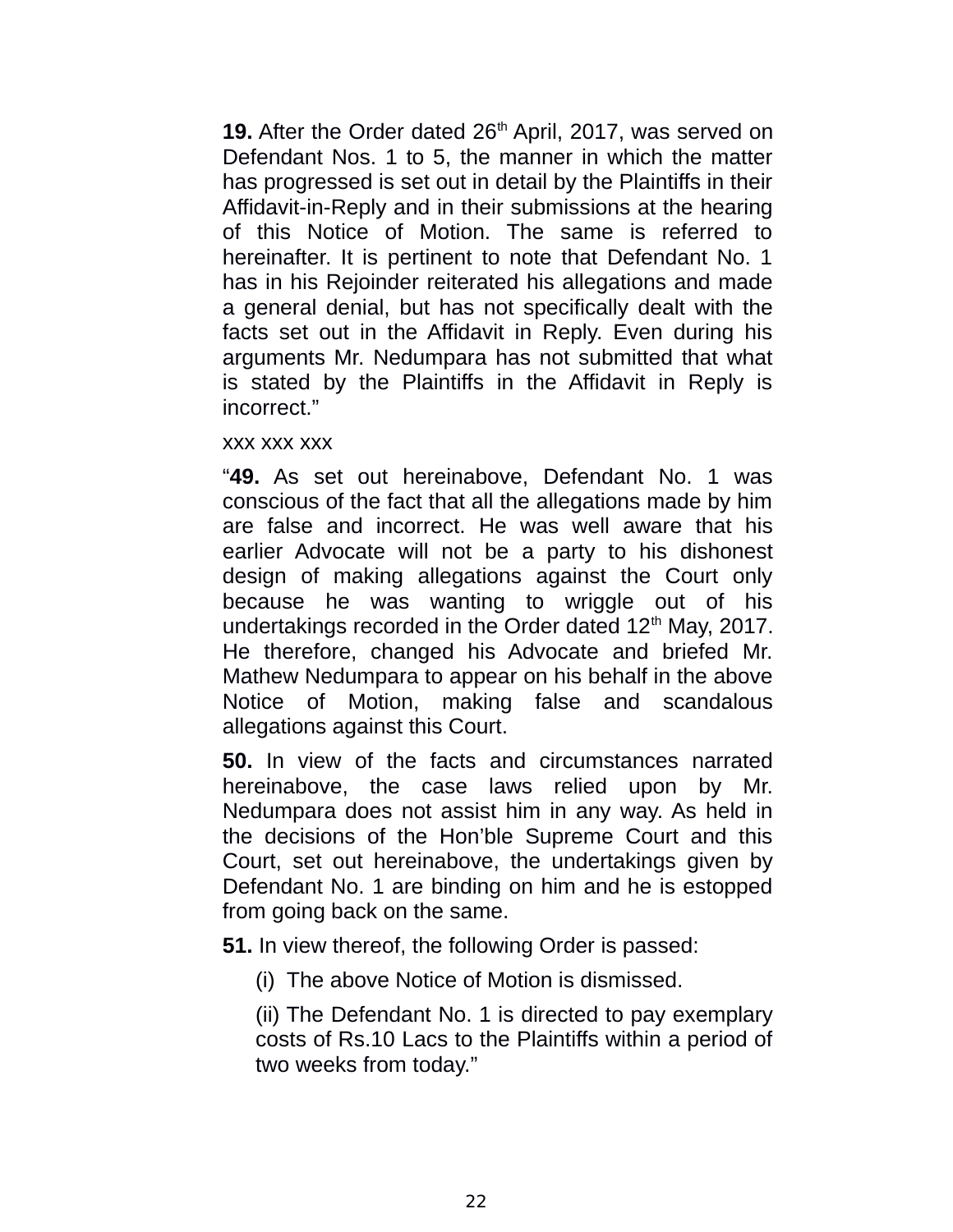**19.** After the Order dated 26th April, 2017, was served on Defendant Nos. 1 to 5, the manner in which the matter has progressed is set out in detail by the Plaintiffs in their Affidavit-in-Reply and in their submissions at the hearing of this Notice of Motion. The same is referred to hereinafter. It is pertinent to note that Defendant No. 1 has in his Rejoinder reiterated his allegations and made a general denial, but has not specifically dealt with the facts set out in the Affidavit in Reply. Even during his arguments Mr. Nedumpara has not submitted that what is stated by the Plaintiffs in the Affidavit in Reply is incorrect."

xxx xxx xxx

"**49.** As set out hereinabove, Defendant No. 1 was conscious of the fact that all the allegations made by him are false and incorrect. He was well aware that his earlier Advocate will not be a party to his dishonest design of making allegations against the Court only because he was wanting to wriggle out of his undertakings recorded in the Order dated 12th May, 2017. He therefore, changed his Advocate and briefed Mr. Mathew Nedumpara to appear on his behalf in the above Notice of Motion, making false and scandalous allegations against this Court.

**50.** In view of the facts and circumstances narrated hereinabove, the case laws relied upon by Mr. Nedumpara does not assist him in any way. As held in the decisions of the Hon'ble Supreme Court and this Court, set out hereinabove, the undertakings given by Defendant No. 1 are binding on him and he is estopped from going back on the same.

**51.** In view thereof, the following Order is passed:

(i) The above Notice of Motion is dismissed.

(ii) The Defendant No. 1 is directed to pay exemplary costs of Rs.10 Lacs to the Plaintiffs within a period of two weeks from today."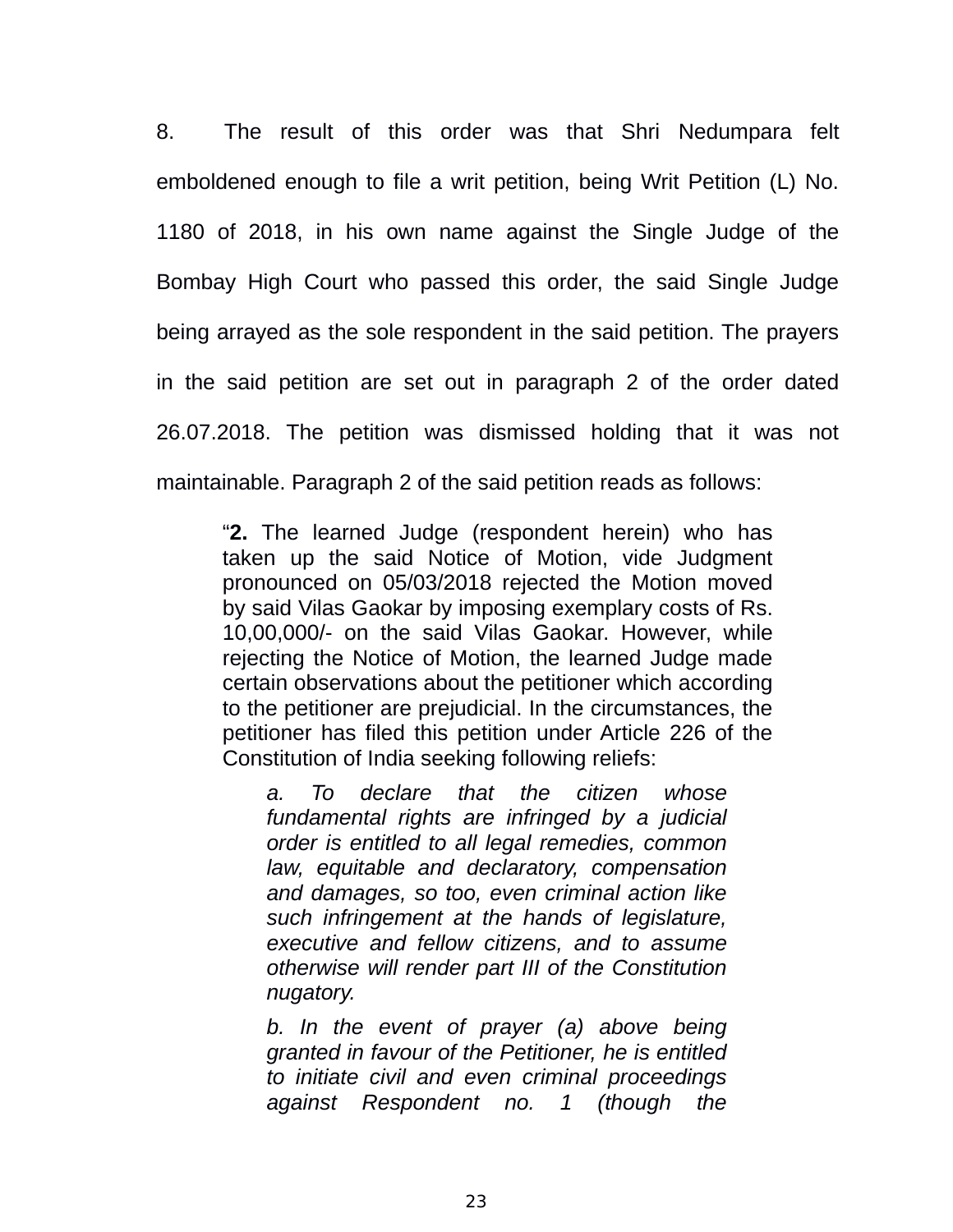8. The result of this order was that Shri Nedumpara felt emboldened enough to file a writ petition, being Writ Petition (L) No. 1180 of 2018, in his own name against the Single Judge of the Bombay High Court who passed this order, the said Single Judge being arrayed as the sole respondent in the said petition. The prayers in the said petition are set out in paragraph 2 of the order dated 26.07.2018. The petition was dismissed holding that it was not maintainable. Paragraph 2 of the said petition reads as follows:

> "**2.** The learned Judge (respondent herein) who has taken up the said Notice of Motion, vide Judgment pronounced on 05/03/2018 rejected the Motion moved by said Vilas Gaokar by imposing exemplary costs of Rs. 10,00,000/- on the said Vilas Gaokar. However, while rejecting the Notice of Motion, the learned Judge made certain observations about the petitioner which according to the petitioner are prejudicial. In the circumstances, the petitioner has filed this petition under Article 226 of the Constitution of India seeking following reliefs:
>
> > *a. To declare that the citizen whose fundamental rights are infringed by a judicial order is entitled to all legal remedies, common law, equitable and declaratory, compensation and damages, so too, even criminal action like such infringement at the hands of legislature, executive and fellow citizens, and to assume otherwise will render part III of the Constitution nugatory.*
> >
> > *b. In the event of prayer (a) above being granted in favour of the Petitioner, he is entitled to initiate civil and even criminal proceedings against Respondent no. 1 (though the*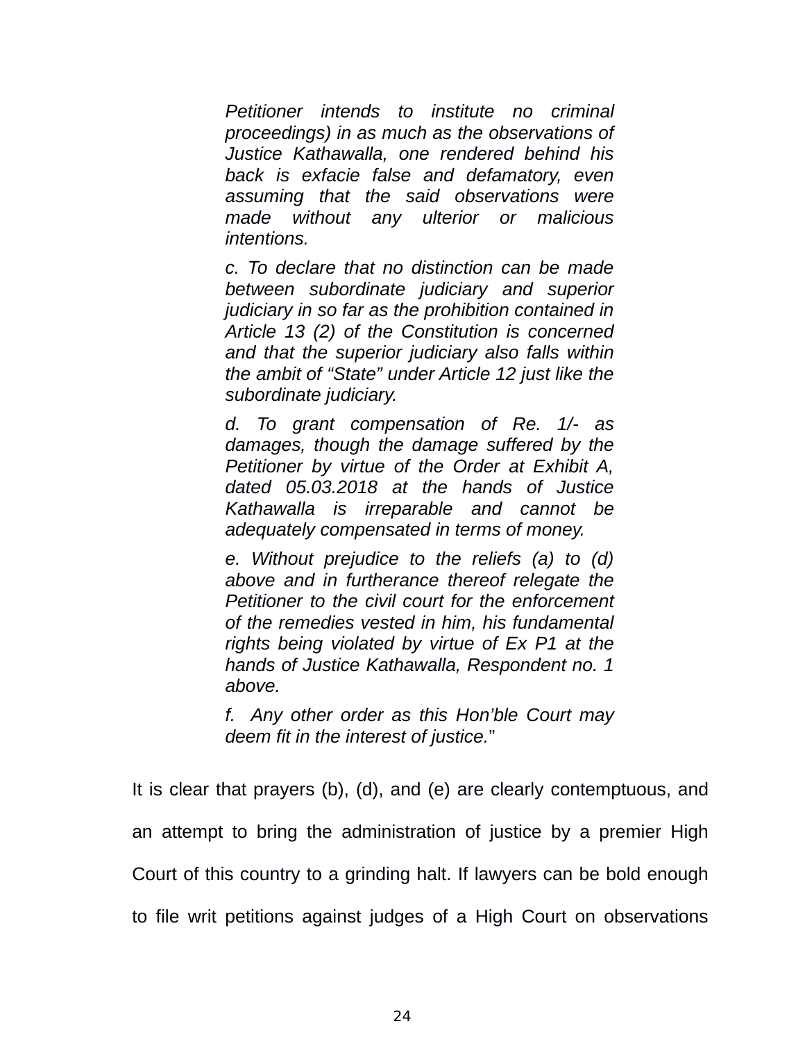> *Petitioner intends to institute no criminal proceedings) in as much as the observations of Justice Kathawalla, one rendered behind his back is exfacie false and defamatory, even assuming that the said observations were made without any ulterior or malicious intentions.*
>
> *c. To declare that no distinction can be made between subordinate judiciary and superior judiciary in so far as the prohibition contained in Article 13 (2) of the Constitution is concerned and that the superior judiciary also falls within the ambit of "State" under Article 12 just like the subordinate judiciary.*
>
> *d. To grant compensation of Re. 1/- as damages, though the damage suffered by the Petitioner by virtue of the Order at Exhibit A, dated 05.03.2018 at the hands of Justice Kathawalla is irreparable and cannot be adequately compensated in terms of money.*
>
> *e. Without prejudice to the reliefs (a) to (d) above and in furtherance thereof relegate the Petitioner to the civil court for the enforcement of the remedies vested in him, his fundamental rights being violated by virtue of Ex P1 at the hands of Justice Kathawalla, Respondent no. 1 above.*
>
> *f. Any other order as this Hon'ble Court may deem fit in the interest of justice.*"

It is clear that prayers (b), (d), and (e) are clearly contemptuous, and an attempt to bring the administration of justice by a premier High Court of this country to a grinding halt. If lawyers can be bold enough to file writ petitions against judges of a High Court on observations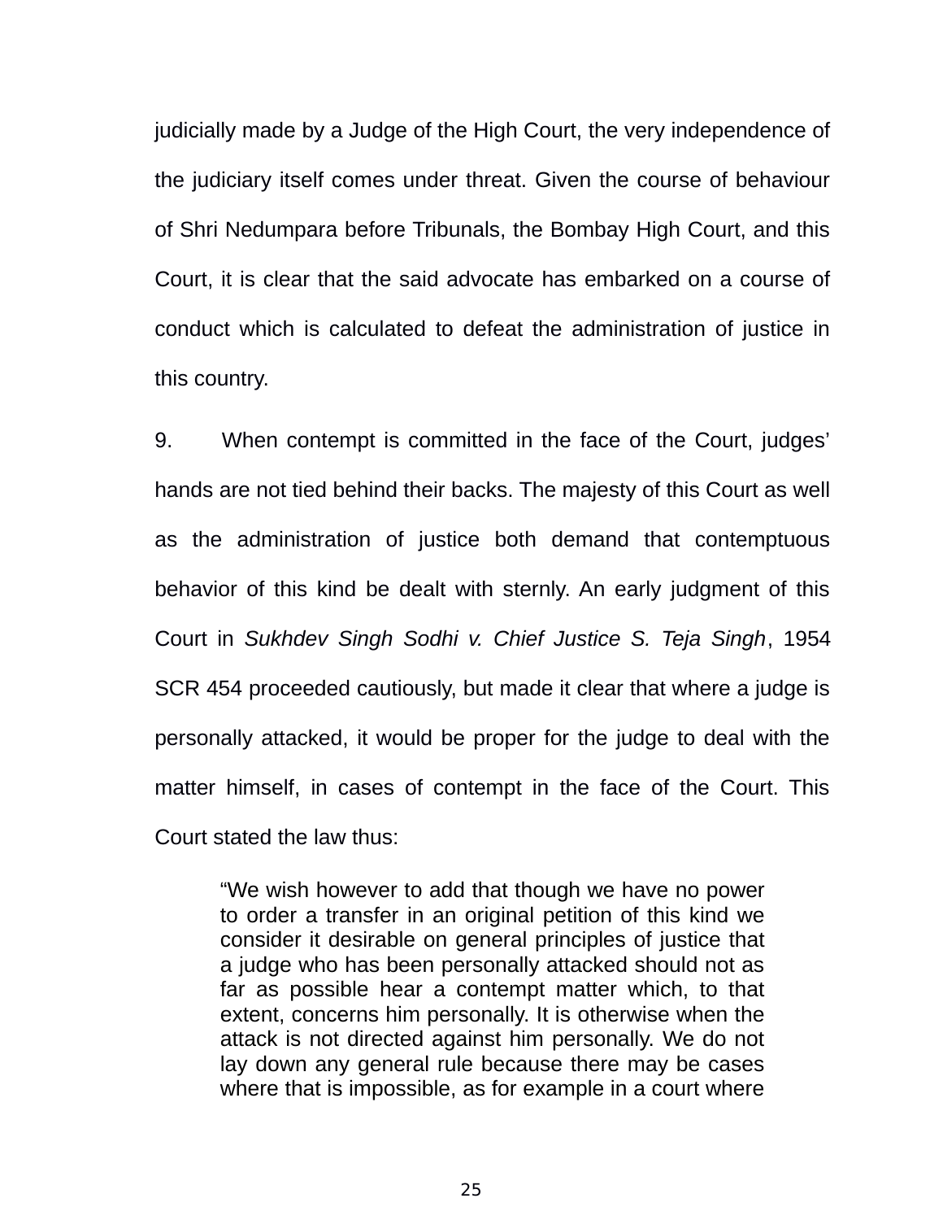judicially made by a Judge of the High Court, the very independence of the judiciary itself comes under threat. Given the course of behaviour of Shri Nedumpara before Tribunals, the Bombay High Court, and this Court, it is clear that the said advocate has embarked on a course of conduct which is calculated to defeat the administration of justice in this country.

9. When contempt is committed in the face of the Court, judges' hands are not tied behind their backs. The majesty of this Court as well as the administration of justice both demand that contemptuous behavior of this kind be dealt with sternly. An early judgment of this Court in *Sukhdev Singh Sodhi v. Chief Justice S. Teja Singh*, 1954 SCR 454 proceeded cautiously, but made it clear that where a judge is personally attacked, it would be proper for the judge to deal with the matter himself, in cases of contempt in the face of the Court. This Court stated the law thus:

> "We wish however to add that though we have no power to order a transfer in an original petition of this kind we consider it desirable on general principles of justice that a judge who has been personally attacked should not as far as possible hear a contempt matter which, to that extent, concerns him personally. It is otherwise when the attack is not directed against him personally. We do not lay down any general rule because there may be cases where that is impossible, as for example in a court where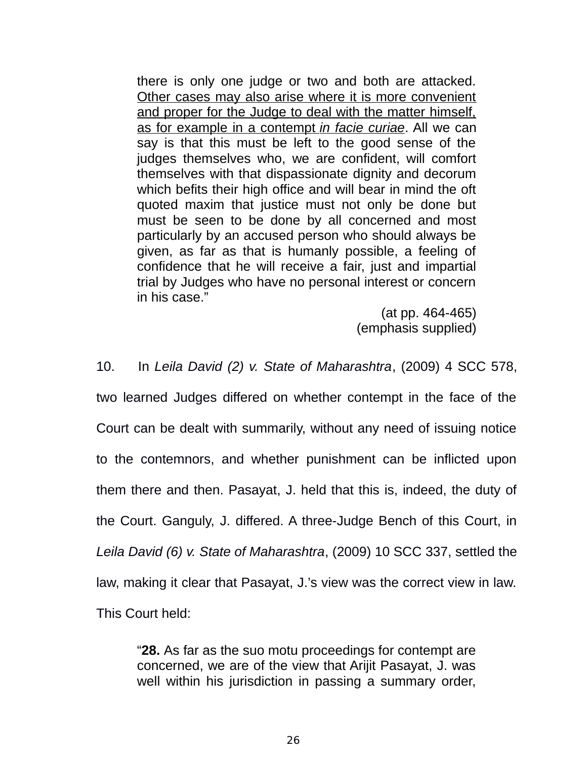> there is only one judge or two and both are attacked. <u>Other cases may also arise where it is more convenient and proper for the Judge to deal with the matter himself, as for example in a contempt *in facie curiae*</u>. All we can say is that this must be left to the good sense of the judges themselves who, we are confident, will comfort themselves with that dispassionate dignity and decorum which befits their high office and will bear in mind the oft quoted maxim that justice must not only be done but must be seen to be done by all concerned and most particularly by an accused person who should always be given, as far as that is humanly possible, a feeling of confidence that he will receive a fair, just and impartial trial by Judges who have no personal interest or concern in his case."
>
> (at pp. 464-465)
> (emphasis supplied)

10. In *Leila David (2) v. State of Maharashtra*, (2009) 4 SCC 578, two learned Judges differed on whether contempt in the face of the Court can be dealt with summarily, without any need of issuing notice to the contemnors, and whether punishment can be inflicted upon them there and then. Pasayat, J. held that this is, indeed, the duty of the Court. Ganguly, J. differed. A three-Judge Bench of this Court, in *Leila David (6) v. State of Maharashtra*, (2009) 10 SCC 337, settled the law, making it clear that Pasayat, J.'s view was the correct view in law. This Court held:

> "**28.** As far as the suo motu proceedings for contempt are concerned, we are of the view that Arijit Pasayat, J. was well within his jurisdiction in passing a summary order,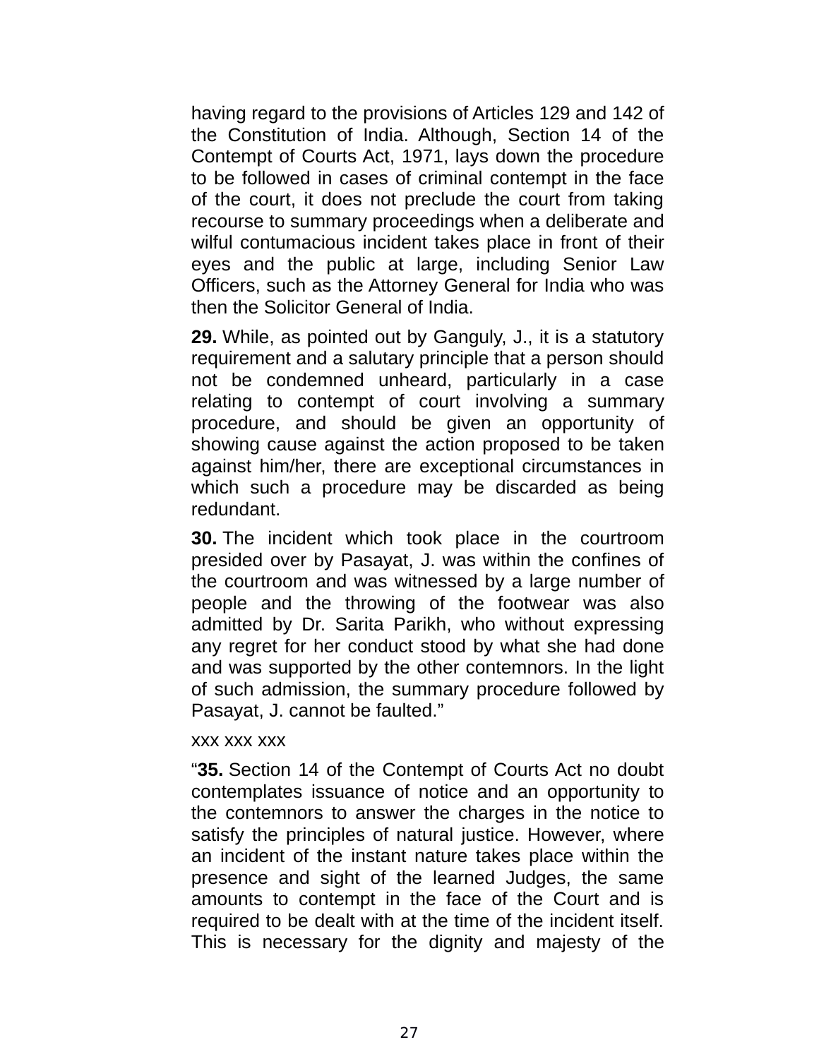having regard to the provisions of Articles 129 and 142 of the Constitution of India. Although, Section 14 of the Contempt of Courts Act, 1971, lays down the procedure to be followed in cases of criminal contempt in the face of the court, it does not preclude the court from taking recourse to summary proceedings when a deliberate and wilful contumacious incident takes place in front of their eyes and the public at large, including Senior Law Officers, such as the Attorney General for India who was then the Solicitor General of India.

**29.** While, as pointed out by Ganguly, J., it is a statutory requirement and a salutary principle that a person should not be condemned unheard, particularly in a case relating to contempt of court involving a summary procedure, and should be given an opportunity of showing cause against the action proposed to be taken against him/her, there are exceptional circumstances in which such a procedure may be discarded as being redundant.

**30.** The incident which took place in the courtroom presided over by Pasayat, J. was within the confines of the courtroom and was witnessed by a large number of people and the throwing of the footwear was also admitted by Dr. Sarita Parikh, who without expressing any regret for her conduct stood by what she had done and was supported by the other contemnors. In the light of such admission, the summary procedure followed by Pasayat, J. cannot be faulted."

xxx xxx xxx

"**35.** Section 14 of the Contempt of Courts Act no doubt contemplates issuance of notice and an opportunity to the contemnors to answer the charges in the notice to satisfy the principles of natural justice. However, where an incident of the instant nature takes place within the presence and sight of the learned Judges, the same amounts to contempt in the face of the Court and is required to be dealt with at the time of the incident itself. This is necessary for the dignity and majesty of the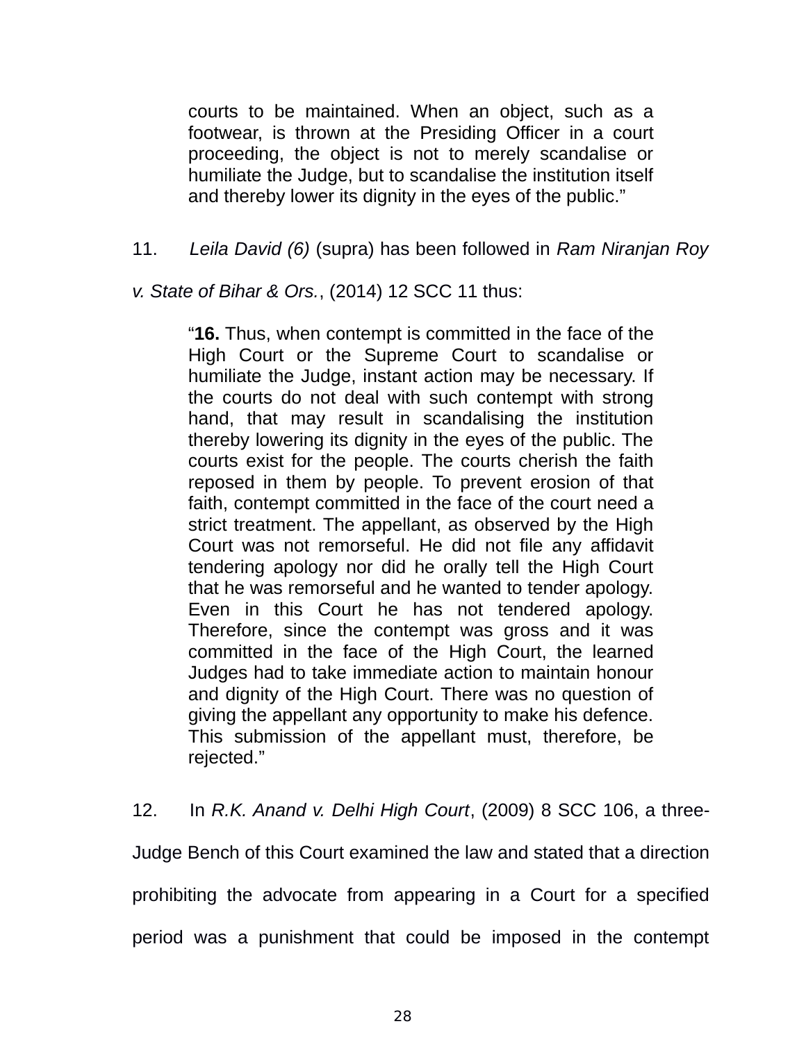> courts to be maintained. When an object, such as a footwear, is thrown at the Presiding Officer in a court proceeding, the object is not to merely scandalise or humiliate the Judge, but to scandalise the institution itself and thereby lower its dignity in the eyes of the public."

11. *Leila David (6)* (supra) has been followed in *Ram Niranjan Roy v. State of Bihar & Ors.*, (2014) 12 SCC 11 thus:

> "**16.** Thus, when contempt is committed in the face of the High Court or the Supreme Court to scandalise or humiliate the Judge, instant action may be necessary. If the courts do not deal with such contempt with strong hand, that may result in scandalising the institution thereby lowering its dignity in the eyes of the public. The courts exist for the people. The courts cherish the faith reposed in them by people. To prevent erosion of that faith, contempt committed in the face of the court need a strict treatment. The appellant, as observed by the High Court was not remorseful. He did not file any affidavit tendering apology nor did he orally tell the High Court that he was remorseful and he wanted to tender apology. Even in this Court he has not tendered apology. Therefore, since the contempt was gross and it was committed in the face of the High Court, the learned Judges had to take immediate action to maintain honour and dignity of the High Court. There was no question of giving the appellant any opportunity to make his defence. This submission of the appellant must, therefore, be rejected."

12. In *R.K. Anand v. Delhi High Court*, (2009) 8 SCC 106, a three-Judge Bench of this Court examined the law and stated that a direction prohibiting the advocate from appearing in a Court for a specified period was a punishment that could be imposed in the contempt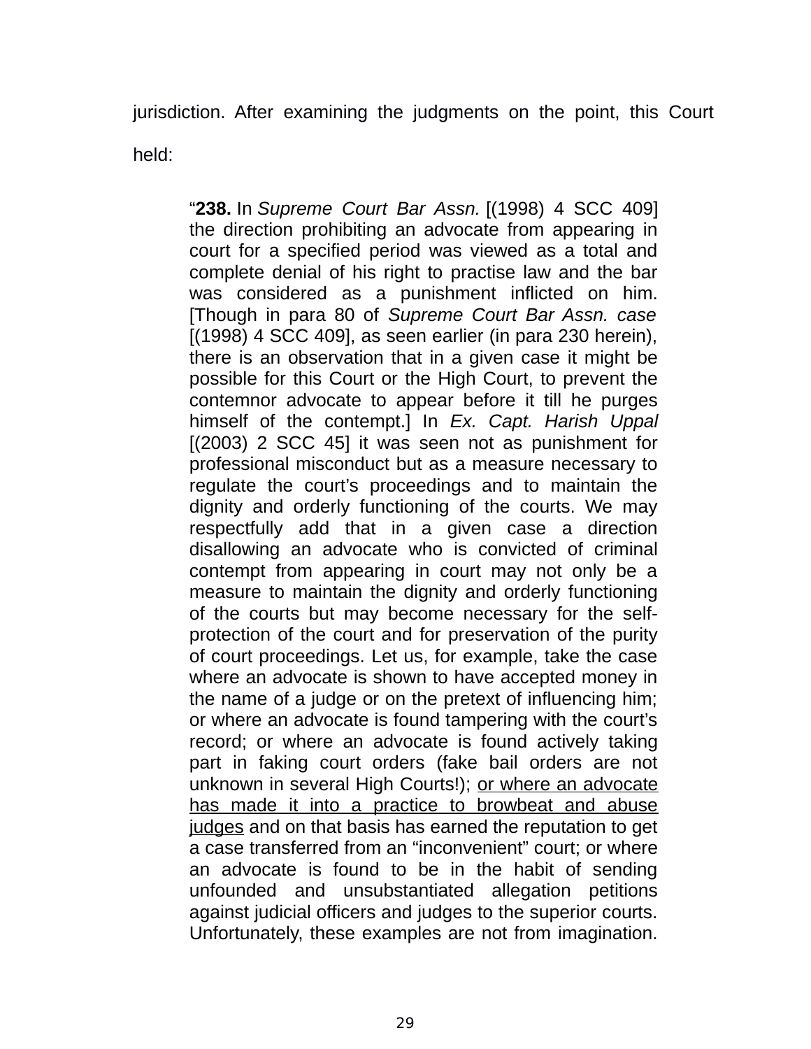jurisdiction. After examining the judgments on the point, this Court held:

> "**238.** In *Supreme Court Bar Assn.* [(1998) 4 SCC 409] the direction prohibiting an advocate from appearing in court for a specified period was viewed as a total and complete denial of his right to practise law and the bar was considered as a punishment inflicted on him. [Though in para 80 of *Supreme Court Bar Assn. case* [(1998) 4 SCC 409], as seen earlier (in para 230 herein), there is an observation that in a given case it might be possible for this Court or the High Court, to prevent the contemnor advocate to appear before it till he purges himself of the contempt.] In *Ex. Capt. Harish Uppal* [(2003) 2 SCC 45] it was seen not as punishment for professional misconduct but as a measure necessary to regulate the court's proceedings and to maintain the dignity and orderly functioning of the courts. We may respectfully add that in a given case a direction disallowing an advocate who is convicted of criminal contempt from appearing in court may not only be a measure to maintain the dignity and orderly functioning of the courts but may become necessary for the self-protection of the court and for preservation of the purity of court proceedings. Let us, for example, take the case where an advocate is shown to have accepted money in the name of a judge or on the pretext of influencing him; or where an advocate is found tampering with the court's record; or where an advocate is found actively taking part in faking court orders (fake bail orders are not unknown in several High Courts!); <u>or where an advocate has made it into a practice to browbeat and abuse judges</u> and on that basis has earned the reputation to get a case transferred from an "inconvenient" court; or where an advocate is found to be in the habit of sending unfounded and unsubstantiated allegation petitions against judicial officers and judges to the superior courts. Unfortunately, these examples are not from imagination.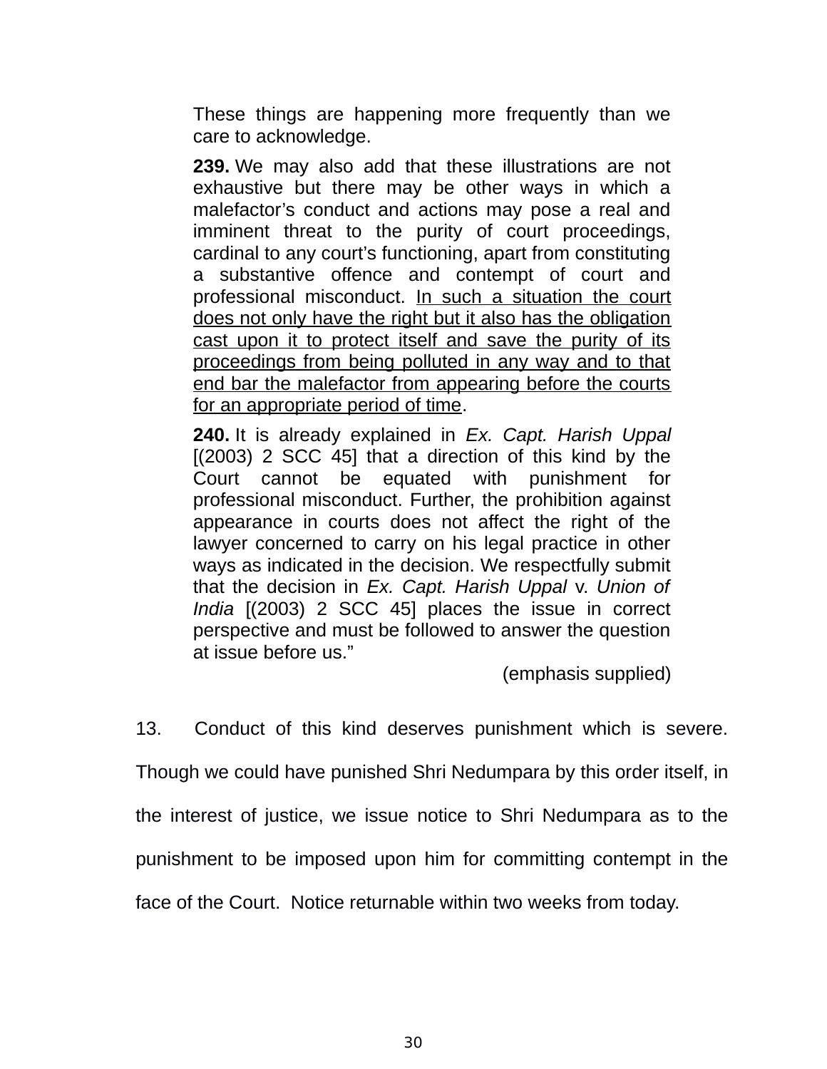> These things are happening more frequently than we care to acknowledge.
>
> **239.** We may also add that these illustrations are not exhaustive but there may be other ways in which a malefactor's conduct and actions may pose a real and imminent threat to the purity of court proceedings, cardinal to any court's functioning, apart from constituting a substantive offence and contempt of court and professional misconduct. <u>In such a situation the court does not only have the right but it also has the obligation cast upon it to protect itself and save the purity of its proceedings from being polluted in any way and to that end bar the malefactor from appearing before the courts for an appropriate period of time</u>.
>
> **240.** It is already explained in *Ex. Capt. Harish Uppal* [(2003) 2 SCC 45] that a direction of this kind by the Court cannot be equated with punishment for professional misconduct. Further, the prohibition against appearance in courts does not affect the right of the lawyer concerned to carry on his legal practice in other ways as indicated in the decision. We respectfully submit that the decision in *Ex. Capt. Harish Uppal* v. *Union of India* [(2003) 2 SCC 45] places the issue in correct perspective and must be followed to answer the question at issue before us."
>
> (emphasis supplied)

13. Conduct of this kind deserves punishment which is severe. Though we could have punished Shri Nedumpara by this order itself, in the interest of justice, we issue notice to Shri Nedumpara as to the punishment to be imposed upon him for committing contempt in the face of the Court. Notice returnable within two weeks from today.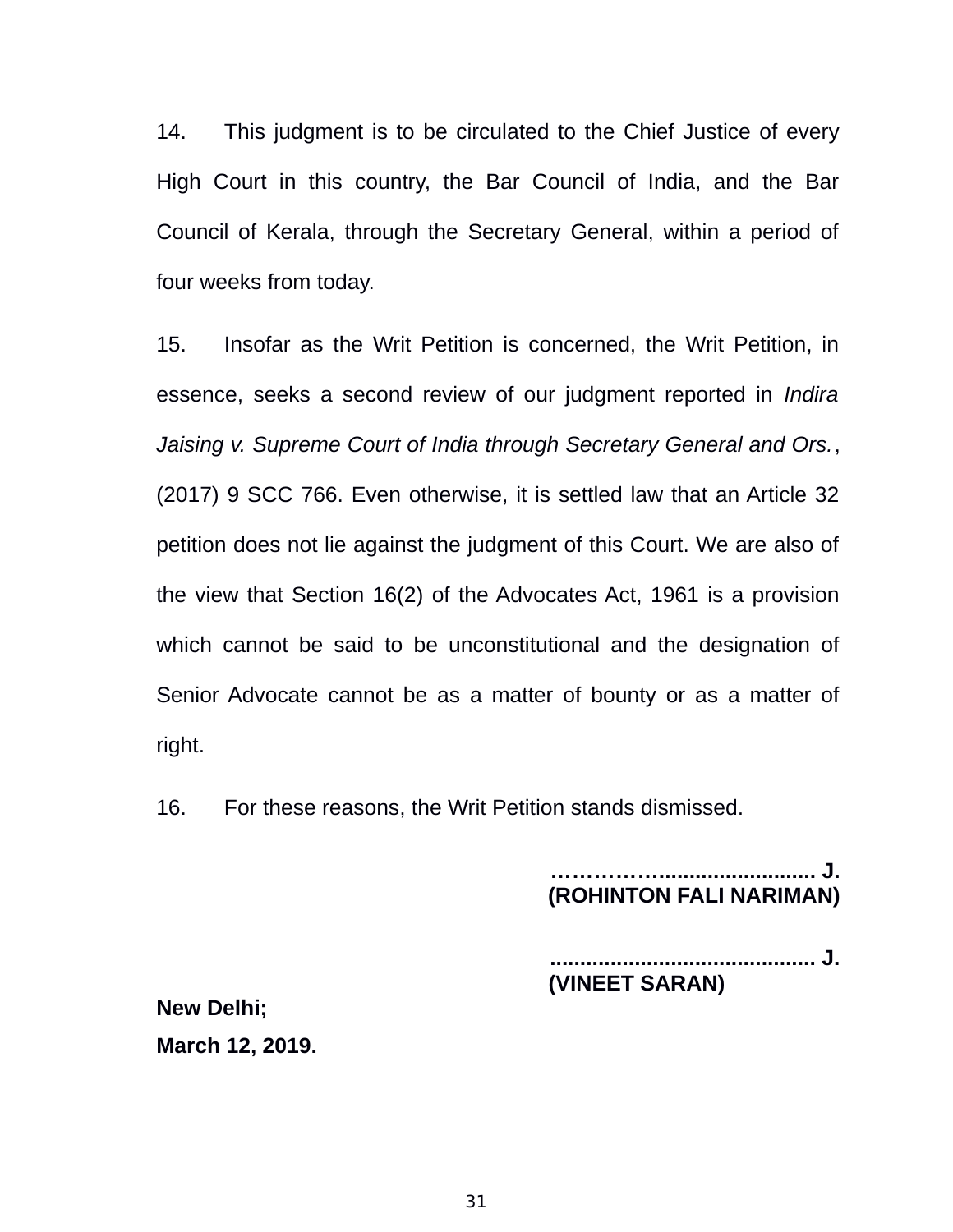14. This judgment is to be circulated to the Chief Justice of every High Court in this country, the Bar Council of India, and the Bar Council of Kerala, through the Secretary General, within a period of four weeks from today.

15. Insofar as the Writ Petition is concerned, the Writ Petition, in essence, seeks a second review of our judgment reported in *Indira Jaising v. Supreme Court of India through Secretary General and Ors.*, (2017) 9 SCC 766. Even otherwise, it is settled law that an Article 32 petition does not lie against the judgment of this Court. We are also of the view that Section 16(2) of the Advocates Act, 1961 is a provision which cannot be said to be unconstitutional and the designation of Senior Advocate cannot be as a matter of bounty or as a matter of right.

16. For these reasons, the Writ Petition stands dismissed.

**………….......................... J.**
**(ROHINTON FALI NARIMAN)**

**........................................... J.**
**(VINEET SARAN)**

**New Delhi;**
**March 12, 2019.**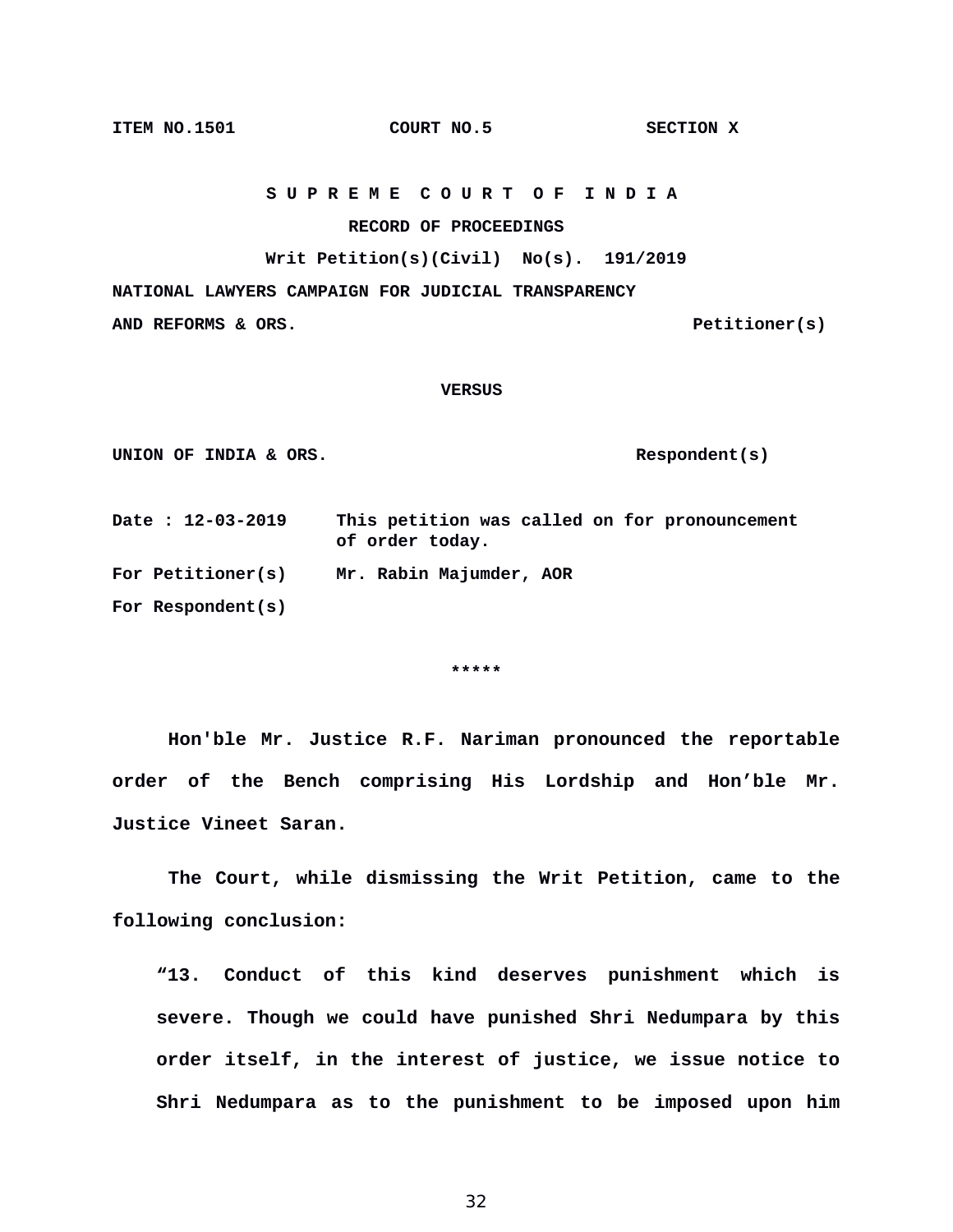**ITEM NO.1501 COURT NO.5 SECTION X**

**S U P R E M E C O U R T O F I N D I A**

**RECORD OF PROCEEDINGS**

**Writ Petition(s)(Civil) No(s). 191/2019**

**NATIONAL LAWYERS CAMPAIGN FOR JUDICIAL TRANSPARENCY AND REFORMS & ORS.** **Petitioner(s)**

**VERSUS**

**UNION OF INDIA & ORS.** **Respondent(s)**

**Date : 12-03-2019** **This petition was called on for pronouncement of order today.**

**For Petitioner(s)** **Mr. Rabin Majumder, AOR**

**For Respondent(s)**

**\*\*\*\*\***

**Hon'ble Mr. Justice R.F. Nariman pronounced the reportable order of the Bench comprising His Lordship and Hon'ble Mr. Justice Vineet Saran.**

**The Court, while dismissing the Writ Petition, came to the following conclusion:**

> **"13. Conduct of this kind deserves punishment which is severe. Though we could have punished Shri Nedumpara by this order itself, in the interest of justice, we issue notice to Shri Nedumpara as to the punishment to be imposed upon him**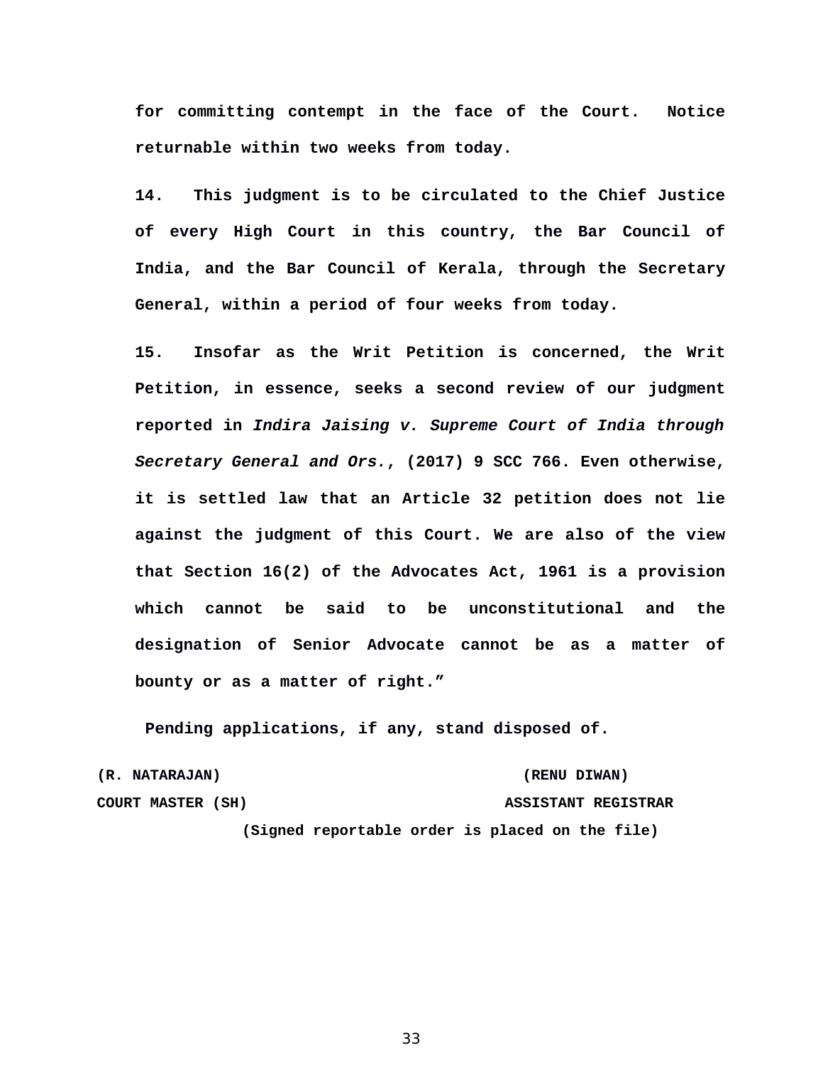**for committing contempt in the face of the Court. Notice returnable within two weeks from today.**

**14. This judgment is to be circulated to the Chief Justice of every High Court in this country, the Bar Council of India, and the Bar Council of Kerala, through the Secretary General, within a period of four weeks from today.**

**15. Insofar as the Writ Petition is concerned, the Writ Petition, in essence, seeks a second review of our judgment reported in *Indira Jaising v. Supreme Court of India through Secretary General and Ors.*, (2017) 9 SCC 766. Even otherwise, it is settled law that an Article 32 petition does not lie against the judgment of this Court. We are also of the view that Section 16(2) of the Advocates Act, 1961 is a provision which cannot be said to be unconstitutional and the designation of Senior Advocate cannot be as a matter of bounty or as a matter of right.”**

**Pending applications, if any, stand disposed of.**

| | |
|---|---|
| **(R. NATARAJAN)** | **(RENU DIWAN)** |
| **COURT MASTER (SH)** | **ASSISTANT REGISTRAR** |

**(Signed reportable order is placed on the file)**